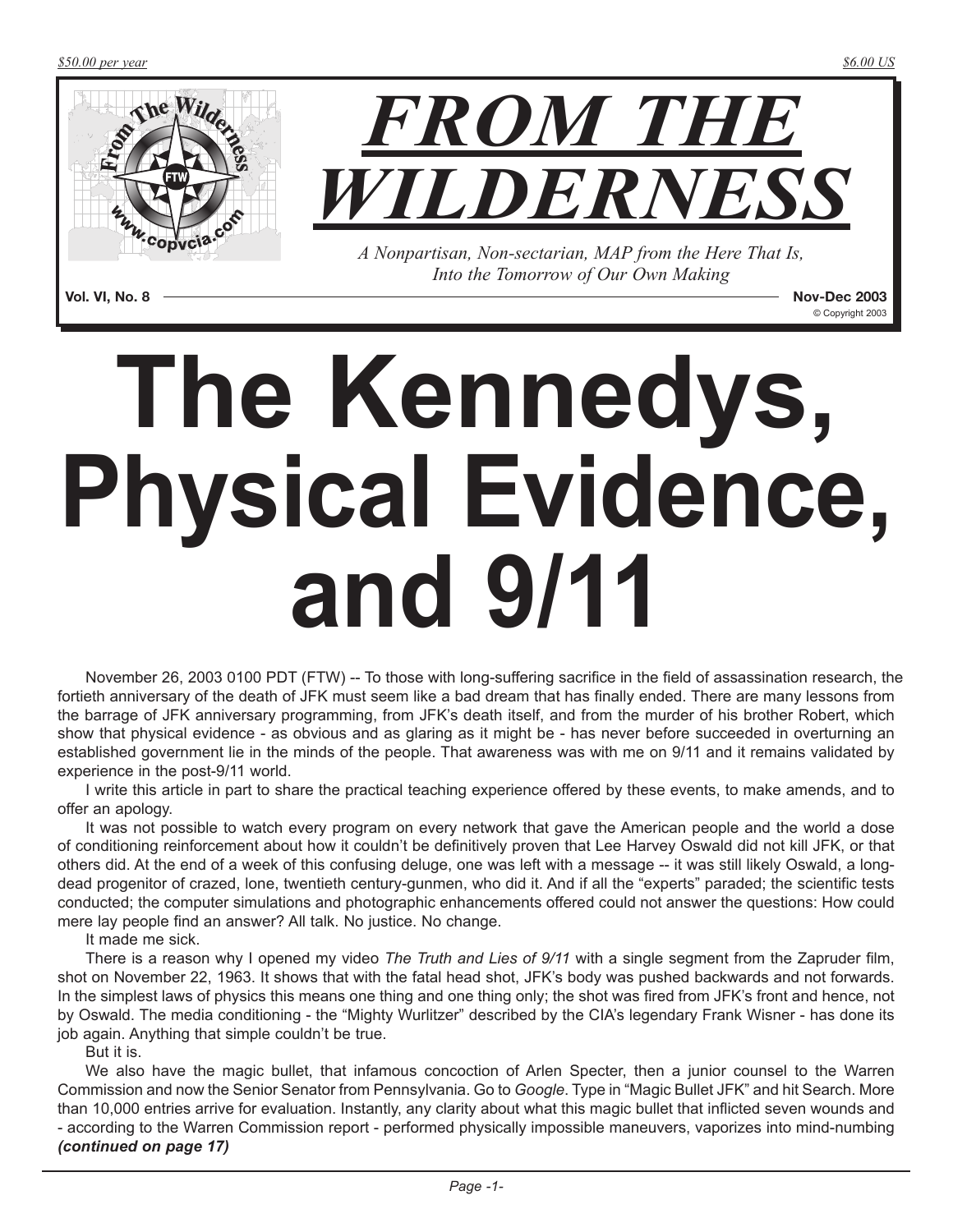*$50.00 per year* *$6.00 US*

# FROM THE WILDERNESS

*A Nonpartisan, Non-sectarian, MAP from the Here That Is, Into the Tomorrow of Our Own Making*

**Vol. VI, No. 8** **Nov-Dec 2003**

© Copyright 2003

# The Kennedys, Physical Evidence, and 9/11

November 26, 2003 0100 PDT (FTW) -- To those with long-suffering sacrifice in the field of assassination research, the fortieth anniversary of the death of JFK must seem like a bad dream that has finally ended. There are many lessons from the barrage of JFK anniversary programming, from JFK's death itself, and from the murder of his brother Robert, which show that physical evidence - as obvious and as glaring as it might be - has never before succeeded in overturning an established government lie in the minds of the people. That awareness was with me on 9/11 and it remains validated by experience in the post-9/11 world.

I write this article in part to share the practical teaching experience offered by these events, to make amends, and to offer an apology.

It was not possible to watch every program on every network that gave the American people and the world a dose of conditioning reinforcement about how it couldn't be definitively proven that Lee Harvey Oswald did not kill JFK, or that others did. At the end of a week of this confusing deluge, one was left with a message -- it was still likely Oswald, a long-dead progenitor of crazed, lone, twentieth century-gunmen, who did it. And if all the "experts" paraded; the scientific tests conducted; the computer simulations and photographic enhancements offered could not answer the questions: How could mere lay people find an answer? All talk. No justice. No change.

It made me sick.

There is a reason why I opened my video *The Truth and Lies of 9/11* with a single segment from the Zapruder film, shot on November 22, 1963. It shows that with the fatal head shot, JFK's body was pushed backwards and not forwards. In the simplest laws of physics this means one thing and one thing only; the shot was fired from JFK's front and hence, not by Oswald. The media conditioning - the "Mighty Wurlitzer" described by the CIA's legendary Frank Wisner - has done its job again. Anything that simple couldn't be true.

But it is.

We also have the magic bullet, that infamous concoction of Arlen Specter, then a junior counsel to the Warren Commission and now the Senior Senator from Pennsylvania. Go to *Google*. Type in "Magic Bullet JFK" and hit Search. More than 10,000 entries arrive for evaluation. Instantly, any clarity about what this magic bullet that inflicted seven wounds and - according to the Warren Commission report - performed physically impossible maneuvers, vaporizes into mind-numbing ***(continued on page 17)***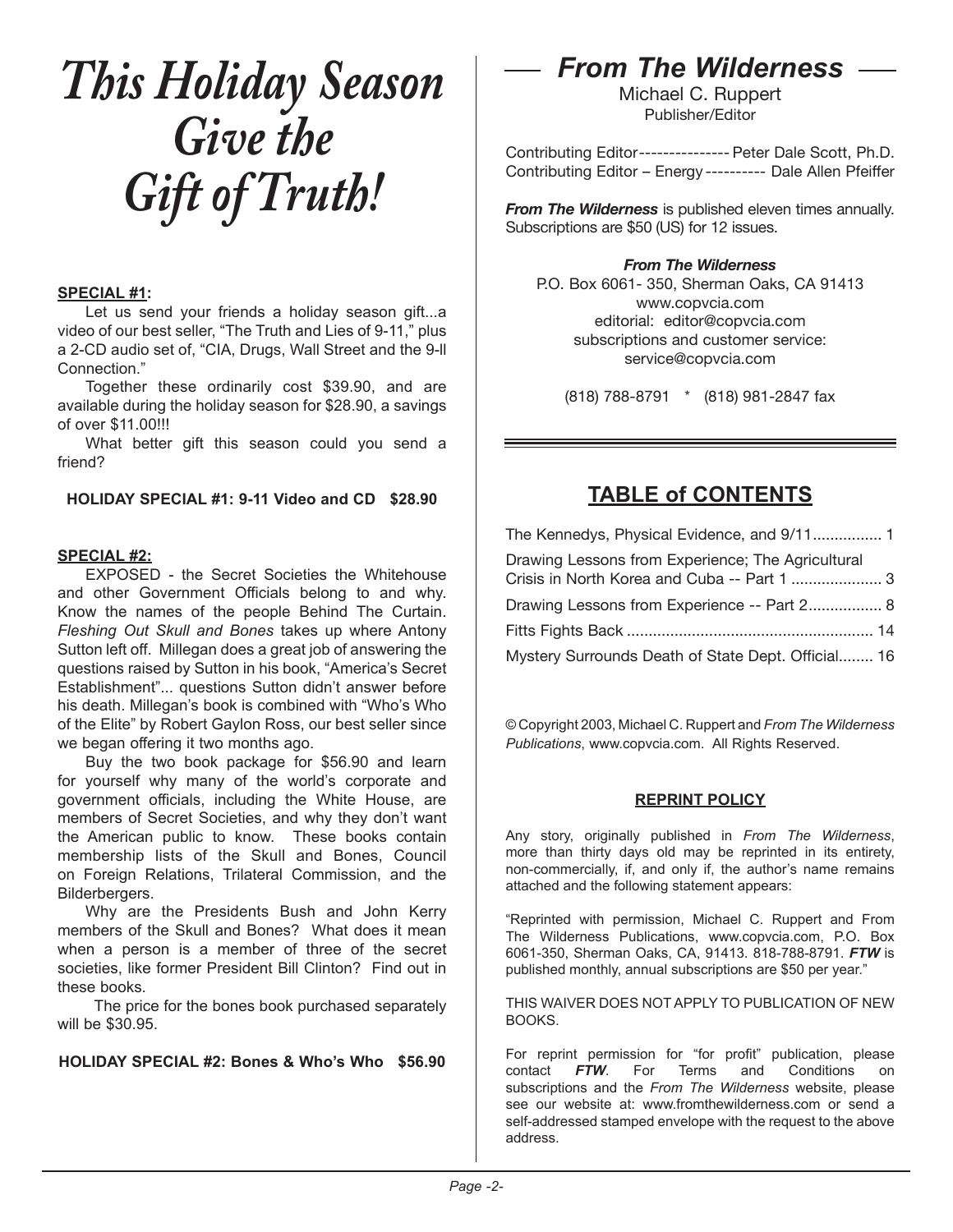# *This Holiday Season Give the Gift of Truth!*

**SPECIAL #1:**

Let us send your friends a holiday season gift...a video of our best seller, "The Truth and Lies of 9-11," plus a 2-CD audio set of, "CIA, Drugs, Wall Street and the 9-ll Connection."

Together these ordinarily cost $39.90, and are available during the holiday season for $28.90, a savings of over $11.00!!!

What better gift this season could you send a friend?

**HOLIDAY SPECIAL #1: 9-11 Video and CD $28.90**

**SPECIAL #2:**

EXPOSED - the Secret Societies the Whitehouse and other Government Officials belong to and why. Know the names of the people Behind The Curtain. *Fleshing Out Skull and Bones* takes up where Antony Sutton left off. Millegan does a great job of answering the questions raised by Sutton in his book, "America's Secret Establishment"... questions Sutton didn't answer before his death. Millegan's book is combined with "Who's Who of the Elite" by Robert Gaylon Ross, our best seller since we began offering it two months ago.

Buy the two book package for $56.90 and learn for yourself why many of the world's corporate and government officials, including the White House, are members of Secret Societies, and why they don't want the American public to know. These books contain membership lists of the Skull and Bones, Council on Foreign Relations, Trilateral Commission, and the Bilderbergers.

Why are the Presidents Bush and John Kerry members of the Skull and Bones? What does it mean when a person is a member of three of the secret societies, like former President Bill Clinton? Find out in these books.

The price for the bones book purchased separately will be $30.95.

**HOLIDAY SPECIAL #2: Bones & Who's Who $56.90**

## *From The Wilderness*

Michael C. Ruppert
Publisher/Editor

Contributing Editor --------------- Peter Dale Scott, Ph.D.
Contributing Editor – Energy ---------- Dale Allen Pfeiffer

***From The Wilderness*** is published eleven times annually. Subscriptions are $50 (US) for 12 issues.

***From The Wilderness***
P.O. Box 6061- 350, Sherman Oaks, CA 91413
www.copvcia.com
editorial: editor@copvcia.com
subscriptions and customer service:
service@copvcia.com

(818) 788-8791 * (818) 981-2847 fax

## TABLE of CONTENTS

| | |
|---|---|
| The Kennedys, Physical Evidence, and 9/11 | 1 |
| Drawing Lessons from Experience; The Agricultural Crisis in North Korea and Cuba -- Part 1 | 3 |
| Drawing Lessons from Experience -- Part 2 | 8 |
| Fitts Fights Back | 14 |
| Mystery Surrounds Death of State Dept. Official | 16 |

© Copyright 2003, Michael C. Ruppert and *From The Wilderness Publications*, www.copvcia.com. All Rights Reserved.

**REPRINT POLICY**

Any story, originally published in *From The Wilderness*, more than thirty days old may be reprinted in its entirety, non-commercially, if, and only if, the author's name remains attached and the following statement appears:

"Reprinted with permission, Michael C. Ruppert and From The Wilderness Publications, www.copvcia.com, P.O. Box 6061-350, Sherman Oaks, CA, 91413. 818-788-8791. ***FTW*** is published monthly, annual subscriptions are $50 per year."

THIS WAIVER DOES NOT APPLY TO PUBLICATION OF NEW BOOKS.

For reprint permission for "for profit" publication, please contact ***FTW***. For Terms and Conditions on subscriptions and the *From The Wilderness* website, please see our website at: www.fromthewilderness.com or send a self-addressed stamped envelope with the request to the above address.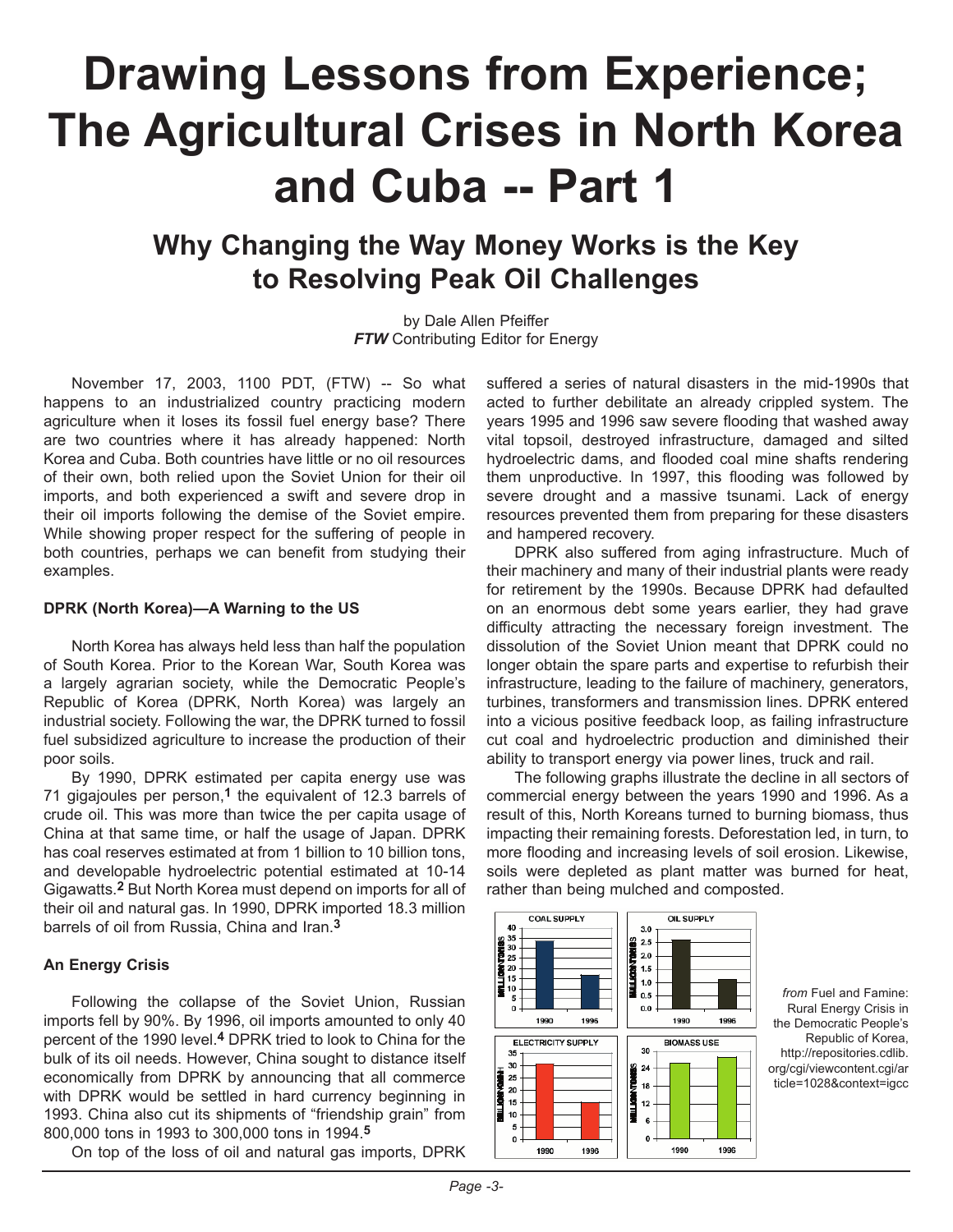# Drawing Lessons from Experience; The Agricultural Crises in North Korea and Cuba -- Part 1

## Why Changing the Way Money Works is the Key to Resolving Peak Oil Challenges

by Dale Allen Pfeiffer
***FTW*** Contributing Editor for Energy

November 17, 2003, 1100 PDT, (FTW) -- So what happens to an industrialized country practicing modern agriculture when it loses its fossil fuel energy base? There are two countries where it has already happened: North Korea and Cuba. Both countries have little or no oil resources of their own, both relied upon the Soviet Union for their oil imports, and both experienced a swift and severe drop in their oil imports following the demise of the Soviet empire. While showing proper respect for the suffering of people in both countries, perhaps we can benefit from studying their examples.

**DPRK (North Korea)—A Warning to the US**

North Korea has always held less than half the population of South Korea. Prior to the Korean War, South Korea was a largely agrarian society, while the Democratic People's Republic of Korea (DPRK, North Korea) was largely an industrial society. Following the war, the DPRK turned to fossil fuel subsidized agriculture to increase the production of their poor soils.

By 1990, DPRK estimated per capita energy use was 71 gigajoules per person,[1] the equivalent of 12.3 barrels of crude oil. This was more than twice the per capita usage of China at that same time, or half the usage of Japan. DPRK has coal reserves estimated at from 1 billion to 10 billion tons, and developable hydroelectric potential estimated at 10-14 Gigawatts.[2] But North Korea must depend on imports for all of their oil and natural gas. In 1990, DPRK imported 18.3 million barrels of oil from Russia, China and Iran.[3]

**An Energy Crisis**

Following the collapse of the Soviet Union, Russian imports fell by 90%. By 1996, oil imports amounted to only 40 percent of the 1990 level.[4] DPRK tried to look to China for the bulk of its oil needs. However, China sought to distance itself economically from DPRK by announcing that all commerce with DPRK would be settled in hard currency beginning in 1993. China also cut its shipments of "friendship grain" from 800,000 tons in 1993 to 300,000 tons in 1994.[5]

On top of the loss of oil and natural gas imports, DPRK suffered a series of natural disasters in the mid-1990s that acted to further debilitate an already crippled system. The years 1995 and 1996 saw severe flooding that washed away vital topsoil, destroyed infrastructure, damaged and silted hydroelectric dams, and flooded coal mine shafts rendering them unproductive. In 1997, this flooding was followed by severe drought and a massive tsunami. Lack of energy resources prevented them from preparing for these disasters and hampered recovery.

DPRK also suffered from aging infrastructure. Much of their machinery and many of their industrial plants were ready for retirement by the 1990s. Because DPRK had defaulted on an enormous debt some years earlier, they had grave difficulty attracting the necessary foreign investment. The dissolution of the Soviet Union meant that DPRK could no longer obtain the spare parts and expertise to refurbish their infrastructure, leading to the failure of machinery, generators, turbines, transformers and transmission lines. DPRK entered into a vicious positive feedback loop, as failing infrastructure cut coal and hydroelectric production and diminished their ability to transport energy via power lines, truck and rail.

The following graphs illustrate the decline in all sectors of commercial energy between the years 1990 and 1996. As a result of this, North Koreans turned to burning biomass, thus impacting their remaining forests. Deforestation led, in turn, to more flooding and increasing levels of soil erosion. Likewise, soils were depleted as plant matter was burned for heat, rather than being mulched and composted.

*from* Fuel and Famine: Rural Energy Crisis in the Democratic People's Republic of Korea, http://repositories.cdlib.org/cgi/viewcontent.cgi/article=1028&context=igcc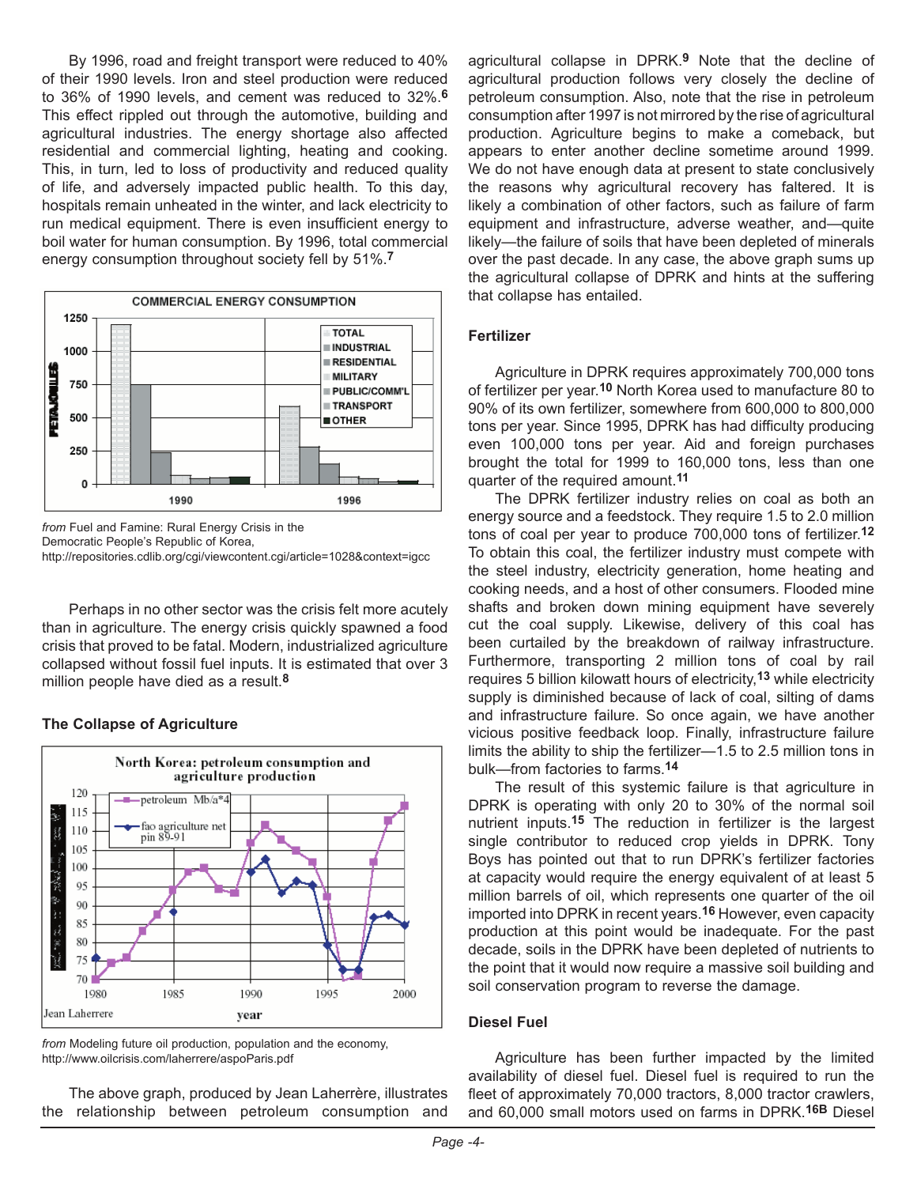By 1996, road and freight transport were reduced to 40% of their 1990 levels. Iron and steel production were reduced to 36% of 1990 levels, and cement was reduced to 32%.[6] This effect rippled out through the automotive, building and agricultural industries. The energy shortage also affected residential and commercial lighting, heating and cooking. This, in turn, led to loss of productivity and reduced quality of life, and adversely impacted public health. To this day, hospitals remain unheated in the winter, and lack electricity to run medical equipment. There is even insufficient energy to boil water for human consumption. By 1996, total commercial energy consumption throughout society fell by 51%.[7]

*from* Fuel and Famine: Rural Energy Crisis in the Democratic People's Republic of Korea, http://repositories.cdlib.org/cgi/viewcontent.cgi?article=1028&context=igcc

Perhaps in no other sector was the crisis felt more acutely than in agriculture. The energy crisis quickly spawned a food crisis that proved to be fatal. Modern, industrialized agriculture collapsed without fossil fuel inputs. It is estimated that over 3 million people have died as a result.[8]

### The Collapse of Agriculture

*from* Modeling future oil production, population and the economy, http://www.oilcrisis.com/laherrere/aspoParis.pdf

The above graph, produced by Jean Laherrère, illustrates the relationship between petroleum consumption and agricultural collapse in DPRK.[9] Note that the decline of agricultural production follows very closely the decline of petroleum consumption. Also, note that the rise in petroleum consumption after 1997 is not mirrored by the rise of agricultural production. Agriculture begins to make a comeback, but appears to enter another decline sometime around 1999. We do not have enough data at present to state conclusively the reasons why agricultural recovery has faltered. It is likely a combination of other factors, such as failure of farm equipment and infrastructure, adverse weather, and—quite likely—the failure of soils that have been depleted of minerals over the past decade. In any case, the above graph sums up the agricultural collapse of DPRK and hints at the suffering that collapse has entailed.

### Fertilizer

Agriculture in DPRK requires approximately 700,000 tons of fertilizer per year.[10] North Korea used to manufacture 80 to 90% of its own fertilizer, somewhere from 600,000 to 800,000 tons per year. Since 1995, DPRK has had difficulty producing even 100,000 tons per year. Aid and foreign purchases brought the total for 1999 to 160,000 tons, less than one quarter of the required amount.[11]

The DPRK fertilizer industry relies on coal as both an energy source and a feedstock. They require 1.5 to 2.0 million tons of coal per year to produce 700,000 tons of fertilizer.[12] To obtain this coal, the fertilizer industry must compete with the steel industry, electricity generation, home heating and cooking needs, and a host of other consumers. Flooded mine shafts and broken down mining equipment have severely cut the coal supply. Likewise, delivery of this coal has been curtailed by the breakdown of railway infrastructure. Furthermore, transporting 2 million tons of coal by rail requires 5 billion kilowatt hours of electricity,[13] while electricity supply is diminished because of lack of coal, silting of dams and infrastructure failure. So once again, we have another vicious positive feedback loop. Finally, infrastructure failure limits the ability to ship the fertilizer—1.5 to 2.5 million tons in bulk—from factories to farms.[14]

The result of this systemic failure is that agriculture in DPRK is operating with only 20 to 30% of the normal soil nutrient inputs.[15] The reduction in fertilizer is the largest single contributor to reduced crop yields in DPRK. Tony Boys has pointed out that to run DPRK's fertilizer factories at capacity would require the energy equivalent of at least 5 million barrels of oil, which represents one quarter of the oil imported into DPRK in recent years.[16] However, even capacity production at this point would be inadequate. For the past decade, soils in the DPRK have been depleted of nutrients to the point that it would now require a massive soil building and soil conservation program to reverse the damage.

### Diesel Fuel

Agriculture has been further impacted by the limited availability of diesel fuel. Diesel fuel is required to run the fleet of approximately 70,000 tractors, 8,000 tractor crawlers, and 60,000 small motors used on farms in DPRK.[16B] Diesel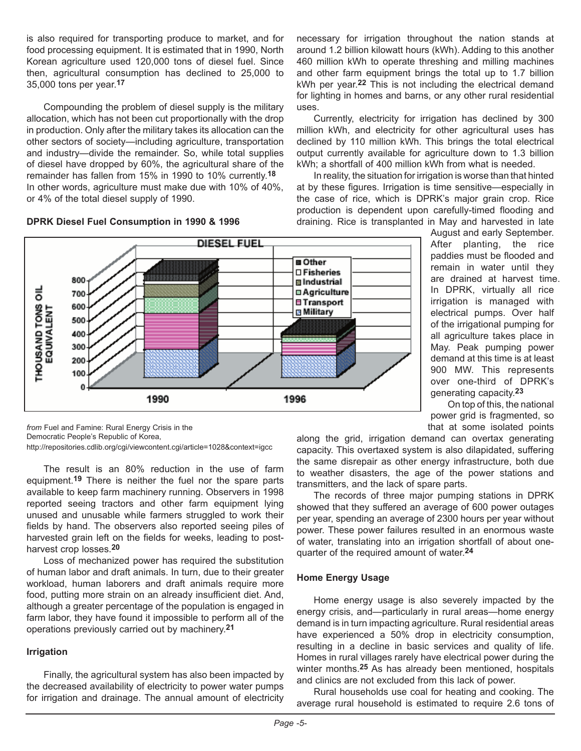is also required for transporting produce to market, and for food processing equipment. It is estimated that in 1990, North Korean agriculture used 120,000 tons of diesel fuel. Since then, agricultural consumption has declined to 25,000 to 35,000 tons per year.[17]

Compounding the problem of diesel supply is the military allocation, which has not been cut proportionally with the drop in production. Only after the military takes its allocation can the other sectors of society—including agriculture, transportation and industry—divide the remainder. So, while total supplies of diesel have dropped by 60%, the agricultural share of the remainder has fallen from 15% in 1990 to 10% currently.[18] In other words, agriculture must make due with 10% of 40%, or 4% of the total diesel supply of 1990.

**DPRK Diesel Fuel Consumption in 1990 & 1996**

*from* Fuel and Famine: Rural Energy Crisis in the Democratic People's Republic of Korea, http://repositories.cdlib.org/cgi/viewcontent.cgi?article=1028&context=igcc

The result is an 80% reduction in the use of farm equipment.[19] There is neither the fuel nor the spare parts available to keep farm machinery running. Observers in 1998 reported seeing tractors and other farm equipment lying unused and unusable while farmers struggled to work their fields by hand. The observers also reported seeing piles of harvested grain left on the fields for weeks, leading to post-harvest crop losses.[20]

Loss of mechanized power has required the substitution of human labor and draft animals. In turn, due to their greater workload, human laborers and draft animals require more food, putting more strain on an already insufficient diet. And, although a greater percentage of the population is engaged in farm labor, they have found it impossible to perform all of the operations previously carried out by machinery.[21]

### Irrigation

Finally, the agricultural system has also been impacted by the decreased availability of electricity to power water pumps for irrigation and drainage. The annual amount of electricity necessary for irrigation throughout the nation stands at around 1.2 billion kilowatt hours (kWh). Adding to this another 460 million kWh to operate threshing and milling machines and other farm equipment brings the total up to 1.7 billion kWh per year.[22] This is not including the electrical demand for lighting in homes and barns, or any other rural residential uses.

Currently, electricity for irrigation has declined by 300 million kWh, and electricity for other agricultural uses has declined by 110 million kWh. This brings the total electrical output currently available for agriculture down to 1.3 billion kWh; a shortfall of 400 million kWh from what is needed.

In reality, the situation for irrigation is worse than that hinted at by these figures. Irrigation is time sensitive—especially in the case of rice, which is DPRK's major grain crop. Rice production is dependent upon carefully-timed flooding and draining. Rice is transplanted in May and harvested in late August and early September. After planting, the rice paddies must be flooded and remain in water until they are drained at harvest time. In DPRK, virtually all rice irrigation is managed with electrical pumps. Over half of the irrigational pumping for all agriculture takes place in May. Peak pumping power demand at this time is at least 900 MW. This represents over one-third of DPRK's generating capacity.[23]

On top of this, the national power grid is fragmented, so that at some isolated points along the grid, irrigation demand can overtax generating capacity. This overtaxed system is also dilapidated, suffering the same disrepair as other energy infrastructure, both due to weather disasters, the age of the power stations and transmitters, and the lack of spare parts.

The records of three major pumping stations in DPRK showed that they suffered an average of 600 power outages per year, spending an average of 2300 hours per year without power. These power failures resulted in an enormous waste of water, translating into an irrigation shortfall of about one-quarter of the required amount of water.[24]

### Home Energy Usage

Home energy usage is also severely impacted by the energy crisis, and—particularly in rural areas—home energy demand is in turn impacting agriculture. Rural residential areas have experienced a 50% drop in electricity consumption, resulting in a decline in basic services and quality of life. Homes in rural villages rarely have electrical power during the winter months.[25] As has already been mentioned, hospitals and clinics are not excluded from this lack of power.

Rural households use coal for heating and cooking. The average rural household is estimated to require 2.6 tons of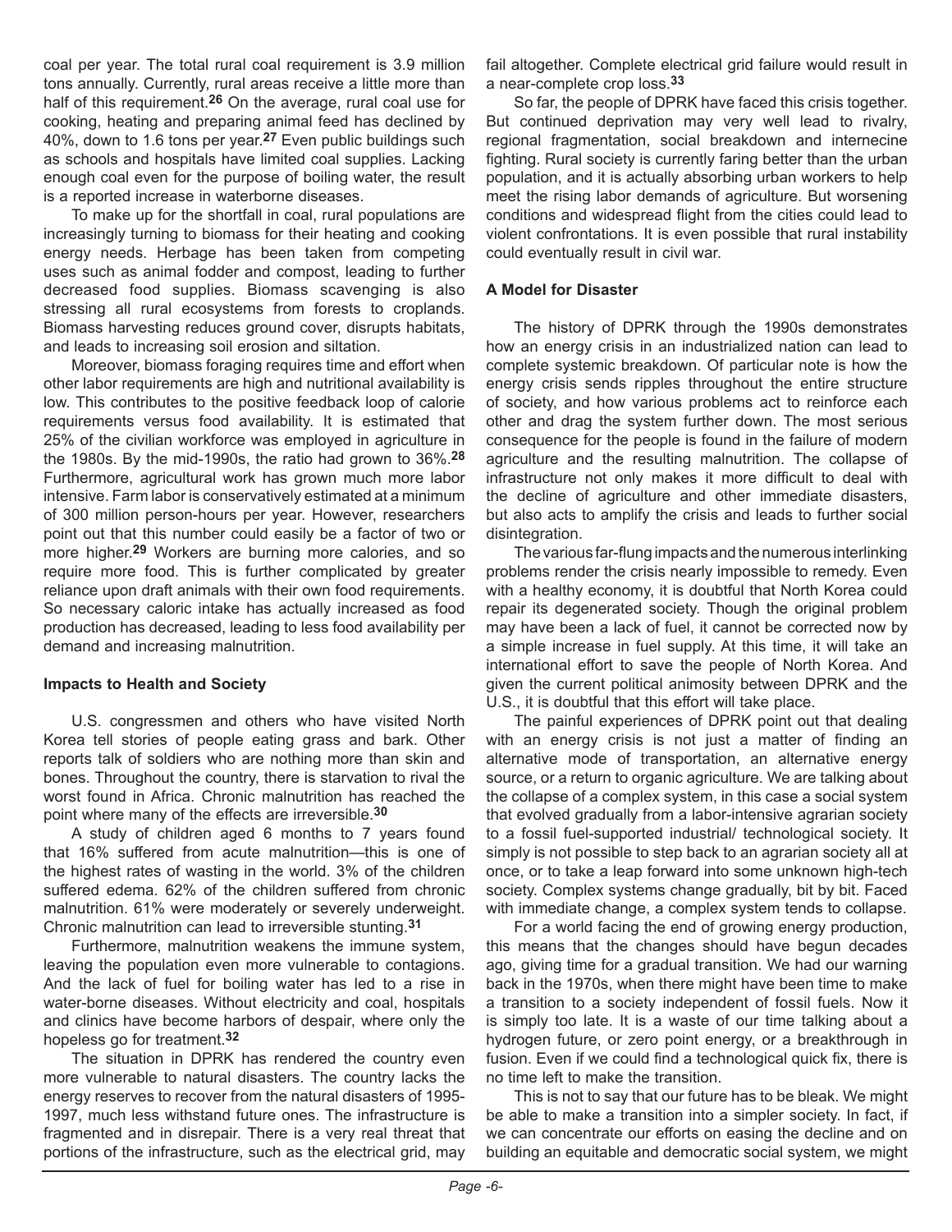coal per year. The total rural coal requirement is 3.9 million tons annually. Currently, rural areas receive a little more than half of this requirement.[26] On the average, rural coal use for cooking, heating and preparing animal feed has declined by 40%, down to 1.6 tons per year.[27] Even public buildings such as schools and hospitals have limited coal supplies. Lacking enough coal even for the purpose of boiling water, the result is a reported increase in waterborne diseases.

To make up for the shortfall in coal, rural populations are increasingly turning to biomass for their heating and cooking energy needs. Herbage has been taken from competing uses such as animal fodder and compost, leading to further decreased food supplies. Biomass scavenging is also stressing all rural ecosystems from forests to croplands. Biomass harvesting reduces ground cover, disrupts habitats, and leads to increasing soil erosion and siltation.

Moreover, biomass foraging requires time and effort when other labor requirements are high and nutritional availability is low. This contributes to the positive feedback loop of calorie requirements versus food availability. It is estimated that 25% of the civilian workforce was employed in agriculture in the 1980s. By the mid-1990s, the ratio had grown to 36%.[28] Furthermore, agricultural work has grown much more labor intensive. Farm labor is conservatively estimated at a minimum of 300 million person-hours per year. However, researchers point out that this number could easily be a factor of two or more higher.[29] Workers are burning more calories, and so require more food. This is further complicated by greater reliance upon draft animals with their own food requirements. So necessary caloric intake has actually increased as food production has decreased, leading to less food availability per demand and increasing malnutrition.

### Impacts to Health and Society

U.S. congressmen and others who have visited North Korea tell stories of people eating grass and bark. Other reports talk of soldiers who are nothing more than skin and bones. Throughout the country, there is starvation to rival the worst found in Africa. Chronic malnutrition has reached the point where many of the effects are irreversible.[30]

A study of children aged 6 months to 7 years found that 16% suffered from acute malnutrition—this is one of the highest rates of wasting in the world. 3% of the children suffered edema. 62% of the children suffered from chronic malnutrition. 61% were moderately or severely underweight. Chronic malnutrition can lead to irreversible stunting.[31]

Furthermore, malnutrition weakens the immune system, leaving the population even more vulnerable to contagions. And the lack of fuel for boiling water has led to a rise in water-borne diseases. Without electricity and coal, hospitals and clinics have become harbors of despair, where only the hopeless go for treatment.[32]

The situation in DPRK has rendered the country even more vulnerable to natural disasters. The country lacks the energy reserves to recover from the natural disasters of 1995-1997, much less withstand future ones. The infrastructure is fragmented and in disrepair. There is a very real threat that portions of the infrastructure, such as the electrical grid, may fail altogether. Complete electrical grid failure would result in a near-complete crop loss.[33]

So far, the people of DPRK have faced this crisis together. But continued deprivation may very well lead to rivalry, regional fragmentation, social breakdown and internecine fighting. Rural society is currently faring better than the urban population, and it is actually absorbing urban workers to help meet the rising labor demands of agriculture. But worsening conditions and widespread flight from the cities could lead to violent confrontations. It is even possible that rural instability could eventually result in civil war.

### A Model for Disaster

The history of DPRK through the 1990s demonstrates how an energy crisis in an industrialized nation can lead to complete systemic breakdown. Of particular note is how the energy crisis sends ripples throughout the entire structure of society, and how various problems act to reinforce each other and drag the system further down. The most serious consequence for the people is found in the failure of modern agriculture and the resulting malnutrition. The collapse of infrastructure not only makes it more difficult to deal with the decline of agriculture and other immediate disasters, but also acts to amplify the crisis and leads to further social disintegration.

The various far-flung impacts and the numerous interlinking problems render the crisis nearly impossible to remedy. Even with a healthy economy, it is doubtful that North Korea could repair its degenerated society. Though the original problem may have been a lack of fuel, it cannot be corrected now by a simple increase in fuel supply. At this time, it will take an international effort to save the people of North Korea. And given the current political animosity between DPRK and the U.S., it is doubtful that this effort will take place.

The painful experiences of DPRK point out that dealing with an energy crisis is not just a matter of finding an alternative mode of transportation, an alternative energy source, or a return to organic agriculture. We are talking about the collapse of a complex system, in this case a social system that evolved gradually from a labor-intensive agrarian society to a fossil fuel-supported industrial/ technological society. It simply is not possible to step back to an agrarian society all at once, or to take a leap forward into some unknown high-tech society. Complex systems change gradually, bit by bit. Faced with immediate change, a complex system tends to collapse.

For a world facing the end of growing energy production, this means that the changes should have begun decades ago, giving time for a gradual transition. We had our warning back in the 1970s, when there might have been time to make a transition to a society independent of fossil fuels. Now it is simply too late. It is a waste of our time talking about a hydrogen future, or zero point energy, or a breakthrough in fusion. Even if we could find a technological quick fix, there is no time left to make the transition.

This is not to say that our future has to be bleak. We might be able to make a transition into a simpler society. In fact, if we can concentrate our efforts on easing the decline and on building an equitable and democratic social system, we might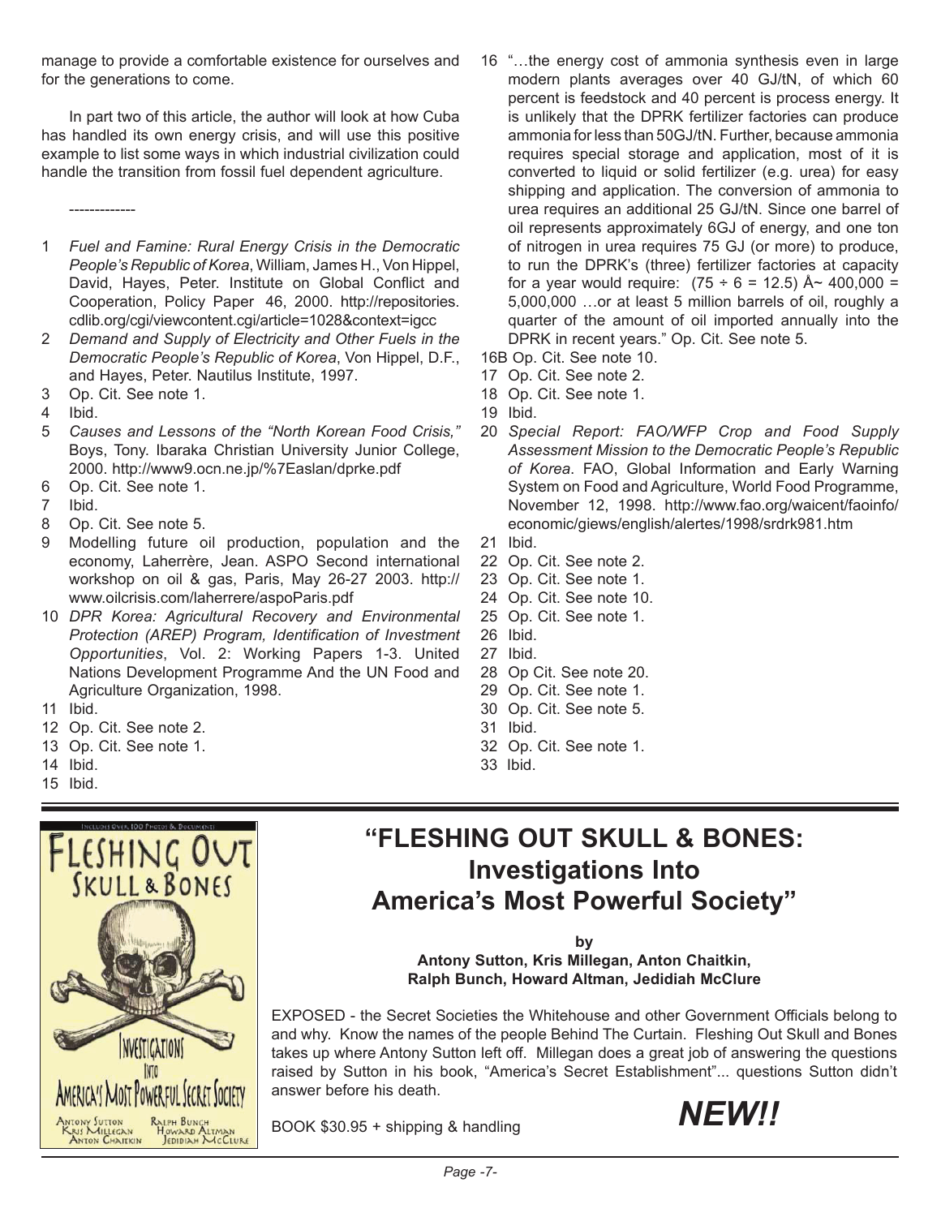manage to provide a comfortable existence for ourselves and for the generations to come.

In part two of this article, the author will look at how Cuba has handled its own energy crisis, and will use this positive example to list some ways in which industrial civilization could handle the transition from fossil fuel dependent agriculture.

-------------

1 *Fuel and Famine: Rural Energy Crisis in the Democratic People's Republic of Korea*, William, James H., Von Hippel, David, Hayes, Peter. Institute on Global Conflict and Cooperation, Policy Paper 46, 2000. http://repositories.cdlib.org/cgi/viewcontent.cgi/article=1028&context=igcc
2 *Demand and Supply of Electricity and Other Fuels in the Democratic People's Republic of Korea*, Von Hippel, D.F., and Hayes, Peter. Nautilus Institute, 1997.
3 Op. Cit. See note 1.
4 Ibid.
5 *Causes and Lessons of the "North Korean Food Crisis,"* Boys, Tony. Ibaraka Christian University Junior College, 2000. http://www9.ocn.ne.jp/%7Easlan/dprke.pdf
6 Op. Cit. See note 1.
7 Ibid.
8 Op. Cit. See note 5.
9 Modelling future oil production, population and the economy, Laherrère, Jean. ASPO Second international workshop on oil & gas, Paris, May 26-27 2003. http://www.oilcrisis.com/laherrere/aspoParis.pdf
10 *DPR Korea: Agricultural Recovery and Environmental Protection (AREP) Program, Identification of Investment Opportunities*, Vol. 2: Working Papers 1-3. United Nations Development Programme And the UN Food and Agriculture Organization, 1998.
11 Ibid.
12 Op. Cit. See note 2.
13 Op. Cit. See note 1.
14 Ibid.
15 Ibid.
16 "…the energy cost of ammonia synthesis even in large modern plants averages over 40 GJ/tN, of which 60 percent is feedstock and 40 percent is process energy. It is unlikely that the DPRK fertilizer factories can produce ammonia for less than 50GJ/tN. Further, because ammonia requires special storage and application, most of it is converted to liquid or solid fertilizer (e.g. urea) for easy shipping and application. The conversion of ammonia to urea requires an additional 25 GJ/tN. Since one barrel of oil represents approximately 6GJ of energy, and one ton of nitrogen in urea requires 75 GJ (or more) to produce, to run the DPRK's (three) fertilizer factories at capacity for a year would require: (75 ÷ 6 = 12.5) Å~ 400,000 = 5,000,000 …or at least 5 million barrels of oil, roughly a quarter of the amount of oil imported annually into the DPRK in recent years." Op. Cit. See note 5.
16B Op. Cit. See note 10.
17 Op. Cit. See note 2.
18 Op. Cit. See note 1.
19 Ibid.
20 *Special Report: FAO/WFP Crop and Food Supply Assessment Mission to the Democratic People's Republic of Korea*. FAO, Global Information and Early Warning System on Food and Agriculture, World Food Programme, November 12, 1998. http://www.fao.org/waicent/faoinfo/economic/giews/english/alertes/1998/srdrk981.htm
21 Ibid.
22 Op. Cit. See note 2.
23 Op. Cit. See note 1.
24 Op. Cit. See note 10.
25 Op. Cit. See note 1.
26 Ibid.
27 Ibid.
28 Op Cit. See note 20.
29 Op. Cit. See note 1.
30 Op. Cit. See note 5.
31 Ibid.
32 Op. Cit. See note 1.
33 Ibid.

---

## "FLESHING OUT SKULL & BONES: Investigations Into America's Most Powerful Society"

**by**
**Antony Sutton, Kris Millegan, Anton Chaitkin, Ralph Bunch, Howard Altman, Jedidiah McClure**

EXPOSED - the Secret Societies the Whitehouse and other Government Officials belong to and why. Know the names of the people Behind The Curtain. Fleshing Out Skull and Bones takes up where Antony Sutton left off. Millegan does a great job of answering the questions raised by Sutton in his book, "America's Secret Establishment"... questions Sutton didn't answer before his death.

BOOK $30.95 + shipping & handling

***NEW!!***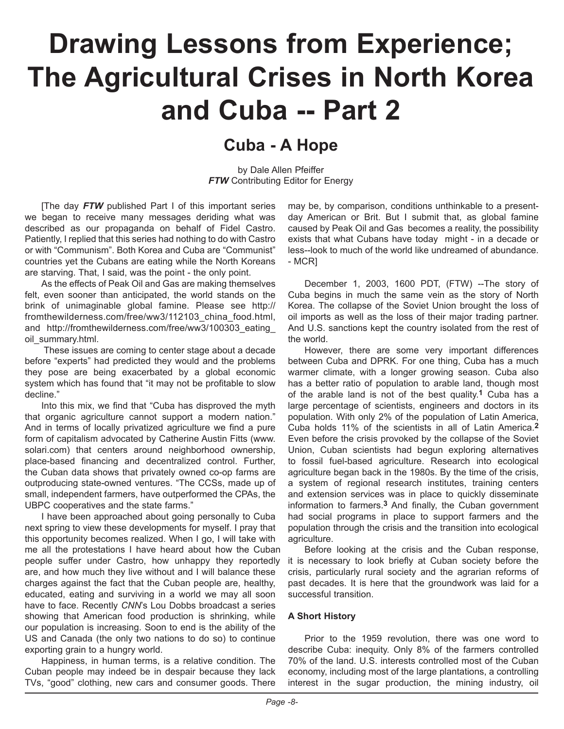# Drawing Lessons from Experience; The Agricultural Crises in North Korea and Cuba -- Part 2

## Cuba - A Hope

by Dale Allen Pfeiffer
***FTW*** Contributing Editor for Energy

[The day ***FTW*** published Part I of this important series we began to receive many messages deriding what was described as our propaganda on behalf of Fidel Castro. Patiently, I replied that this series had nothing to do with Castro or with "Communism". Both Korea and Cuba are "Communist" countries yet the Cubans are eating while the North Koreans are starving. That, I said, was the point - the only point.

As the effects of Peak Oil and Gas are making themselves felt, even sooner than anticipated, the world stands on the brink of unimaginable global famine. Please see http://fromthewilderness.com/free/ww3/112103_china_food.html, and http://fromthewilderness.com/free/ww3/100303_eating_oil_summary.html.

These issues are coming to center stage about a decade before "experts" had predicted they would and the problems they pose are being exacerbated by a global economic system which has found that "it may not be profitable to slow decline."

Into this mix, we find that "Cuba has disproved the myth that organic agriculture cannot support a modern nation." And in terms of locally privatized agriculture we find a pure form of capitalism advocated by Catherine Austin Fitts (www.solari.com) that centers around neighborhood ownership, place-based financing and decentralized control. Further, the Cuban data shows that privately owned co-op farms are outproducing state-owned ventures. "The CCSs, made up of small, independent farmers, have outperformed the CPAs, the UBPC cooperatives and the state farms."

I have been approached about going personally to Cuba next spring to view these developments for myself. I pray that this opportunity becomes realized. When I go, I will take with me all the protestations I have heard about how the Cuban people suffer under Castro, how unhappy they reportedly are, and how much they live without and I will balance these charges against the fact that the Cuban people are, healthy, educated, eating and surviving in a world we may all soon have to face. Recently *CNN*'s Lou Dobbs broadcast a series showing that American food production is shrinking, while our population is increasing. Soon to end is the ability of the US and Canada (the only two nations to do so) to continue exporting grain to a hungry world.

Happiness, in human terms, is a relative condition. The Cuban people may indeed be in despair because they lack TVs, "good" clothing, new cars and consumer goods. There may be, by comparison, conditions unthinkable to a present-day American or Brit. But I submit that, as global famine caused by Peak Oil and Gas becomes a reality, the possibility exists that what Cubans have today might - in a decade or less--look to much of the world like undreamed of abundance. - MCR]

December 1, 2003, 1600 PDT, (FTW) --The story of Cuba begins in much the same vein as the story of North Korea. The collapse of the Soviet Union brought the loss of oil imports as well as the loss of their major trading partner. And U.S. sanctions kept the country isolated from the rest of the world.

However, there are some very important differences between Cuba and DPRK. For one thing, Cuba has a much warmer climate, with a longer growing season. Cuba also has a better ratio of population to arable land, though most of the arable land is not of the best quality.**[1]** Cuba has a large percentage of scientists, engineers and doctors in its population. With only 2% of the population of Latin America, Cuba holds 11% of the scientists in all of Latin America.**[2]** Even before the crisis provoked by the collapse of the Soviet Union, Cuban scientists had begun exploring alternatives to fossil fuel-based agriculture. Research into ecological agriculture began back in the 1980s. By the time of the crisis, a system of regional research institutes, training centers and extension services was in place to quickly disseminate information to farmers.**[3]** And finally, the Cuban government had social programs in place to support farmers and the population through the crisis and the transition into ecological agriculture.

Before looking at the crisis and the Cuban response, it is necessary to look briefly at Cuban society before the crisis, particularly rural society and the agrarian reforms of past decades. It is here that the groundwork was laid for a successful transition.

#### A Short History

Prior to the 1959 revolution, there was one word to describe Cuba: inequity. Only 8% of the farmers controlled 70% of the land. U.S. interests controlled most of the Cuban economy, including most of the large plantations, a controlling interest in the sugar production, the mining industry, oil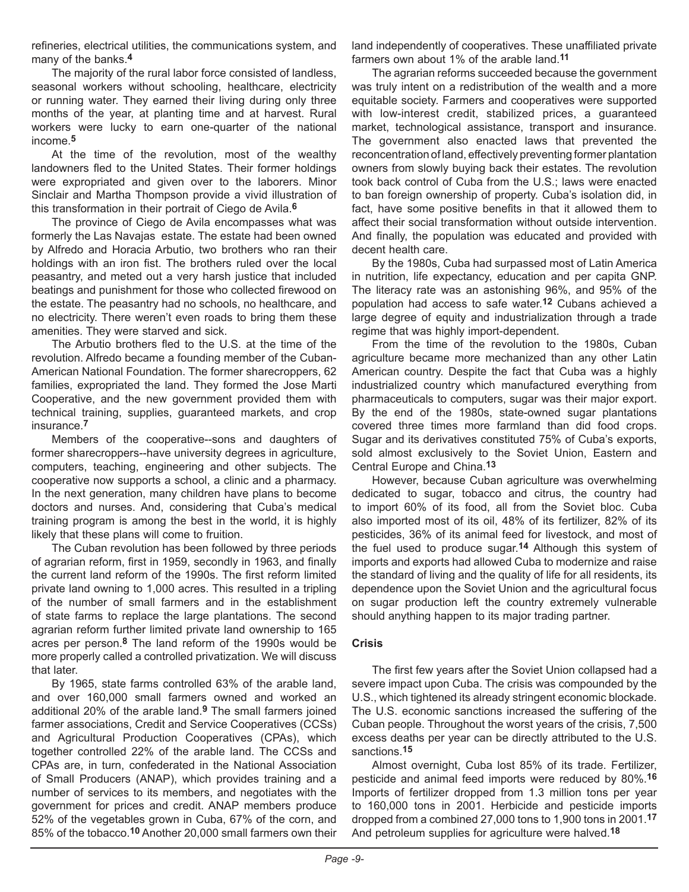refineries, electrical utilities, the communications system, and many of the banks.[4]

The majority of the rural labor force consisted of landless, seasonal workers without schooling, healthcare, electricity or running water. They earned their living during only three months of the year, at planting time and at harvest. Rural workers were lucky to earn one-quarter of the national income.[5]

At the time of the revolution, most of the wealthy landowners fled to the United States. Their former holdings were expropriated and given over to the laborers. Minor Sinclair and Martha Thompson provide a vivid illustration of this transformation in their portrait of Ciego de Avila.[6]

The province of Ciego de Avila encompasses what was formerly the Las Navajas estate. The estate had been owned by Alfredo and Horacia Arbutio, two brothers who ran their holdings with an iron fist. The brothers ruled over the local peasantry, and meted out a very harsh justice that included beatings and punishment for those who collected firewood on the estate. The peasantry had no schools, no healthcare, and no electricity. There weren't even roads to bring them these amenities. They were starved and sick.

The Arbutio brothers fled to the U.S. at the time of the revolution. Alfredo became a founding member of the Cuban-American National Foundation. The former sharecroppers, 62 families, expropriated the land. They formed the Jose Marti Cooperative, and the new government provided them with technical training, supplies, guaranteed markets, and crop insurance.[7]

Members of the cooperative--sons and daughters of former sharecroppers--have university degrees in agriculture, computers, teaching, engineering and other subjects. The cooperative now supports a school, a clinic and a pharmacy. In the next generation, many children have plans to become doctors and nurses. And, considering that Cuba's medical training program is among the best in the world, it is highly likely that these plans will come to fruition.

The Cuban revolution has been followed by three periods of agrarian reform, first in 1959, secondly in 1963, and finally the current land reform of the 1990s. The first reform limited private land owning to 1,000 acres. This resulted in a tripling of the number of small farmers and in the establishment of state farms to replace the large plantations. The second agrarian reform further limited private land ownership to 165 acres per person.[8] The land reform of the 1990s would be more properly called a controlled privatization. We will discuss that later.

By 1965, state farms controlled 63% of the arable land, and over 160,000 small farmers owned and worked an additional 20% of the arable land.[9] The small farmers joined farmer associations, Credit and Service Cooperatives (CCSs) and Agricultural Production Cooperatives (CPAs), which together controlled 22% of the arable land. The CCSs and CPAs are, in turn, confederated in the National Association of Small Producers (ANAP), which provides training and a number of services to its members, and negotiates with the government for prices and credit. ANAP members produce 52% of the vegetables grown in Cuba, 67% of the corn, and 85% of the tobacco.[10] Another 20,000 small farmers own their land independently of cooperatives. These unaffiliated private farmers own about 1% of the arable land.[11]

The agrarian reforms succeeded because the government was truly intent on a redistribution of the wealth and a more equitable society. Farmers and cooperatives were supported with low-interest credit, stabilized prices, a guaranteed market, technological assistance, transport and insurance. The government also enacted laws that prevented the reconcentration of land, effectively preventing former plantation owners from slowly buying back their estates. The revolution took back control of Cuba from the U.S.; laws were enacted to ban foreign ownership of property. Cuba's isolation did, in fact, have some positive benefits in that it allowed them to affect their social transformation without outside intervention. And finally, the population was educated and provided with decent health care.

By the 1980s, Cuba had surpassed most of Latin America in nutrition, life expectancy, education and per capita GNP. The literacy rate was an astonishing 96%, and 95% of the population had access to safe water.[12] Cubans achieved a large degree of equity and industrialization through a trade regime that was highly import-dependent.

From the time of the revolution to the 1980s, Cuban agriculture became more mechanized than any other Latin American country. Despite the fact that Cuba was a highly industrialized country which manufactured everything from pharmaceuticals to computers, sugar was their major export. By the end of the 1980s, state-owned sugar plantations covered three times more farmland than did food crops. Sugar and its derivatives constituted 75% of Cuba's exports, sold almost exclusively to the Soviet Union, Eastern and Central Europe and China.[13]

However, because Cuban agriculture was overwhelming dedicated to sugar, tobacco and citrus, the country had to import 60% of its food, all from the Soviet bloc. Cuba also imported most of its oil, 48% of its fertilizer, 82% of its pesticides, 36% of its animal feed for livestock, and most of the fuel used to produce sugar.[14] Although this system of imports and exports had allowed Cuba to modernize and raise the standard of living and the quality of life for all residents, its dependence upon the Soviet Union and the agricultural focus on sugar production left the country extremely vulnerable should anything happen to its major trading partner.

## Crisis

The first few years after the Soviet Union collapsed had a severe impact upon Cuba. The crisis was compounded by the U.S., which tightened its already stringent economic blockade. The U.S. economic sanctions increased the suffering of the Cuban people. Throughout the worst years of the crisis, 7,500 excess deaths per year can be directly attributed to the U.S. sanctions.[15]

Almost overnight, Cuba lost 85% of its trade. Fertilizer, pesticide and animal feed imports were reduced by 80%.[16] Imports of fertilizer dropped from 1.3 million tons per year to 160,000 tons in 2001. Herbicide and pesticide imports dropped from a combined 27,000 tons to 1,900 tons in 2001.[17] And petroleum supplies for agriculture were halved.[18]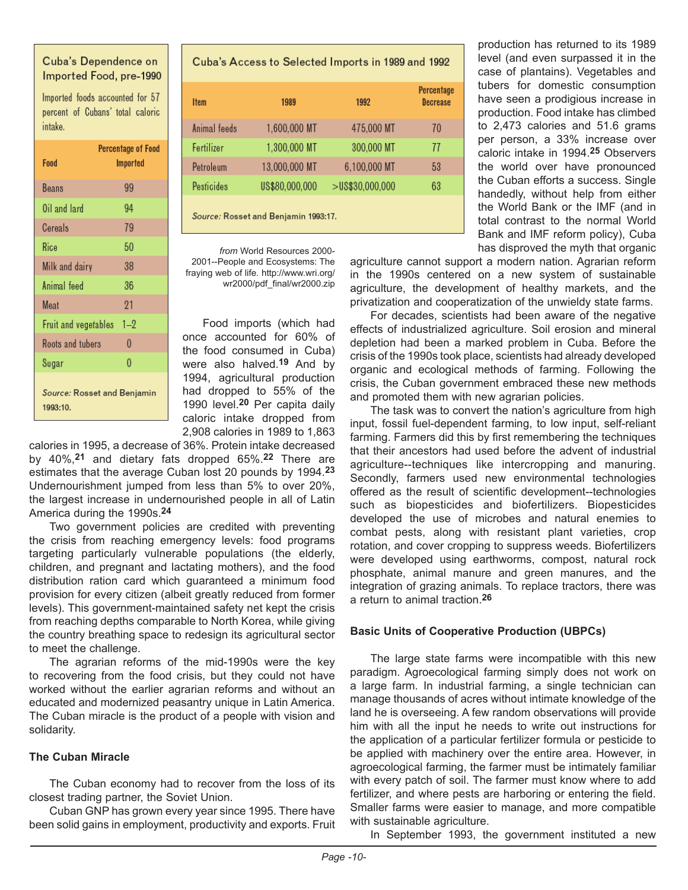**Cuba's Dependence on Imported Food, pre-1990**

Imported foods accounted for 57 percent of Cubans' total caloric intake.

| Food | Percentage of Food Imported |
|---|---|
| Beans | 99 |
| Oil and lard | 94 |
| Cereals | 79 |
| Rice | 50 |
| Milk and dairy | 38 |
| Animal feed | 36 |
| Meat | 21 |
| Fruit and vegetables | 1–2 |
| Roots and tubers | 0 |
| Sugar | 0 |

*Source:* Rosset and Benjamin 1993:10.

**Cuba's Access to Selected Imports in 1989 and 1992**

| Item | 1989 | 1992 | Percentage Decrease |
|---|---|---|---|
| Animal feeds | 1,600,000 MT | 475,000 MT | 70 |
| Fertilizer | 1,300,000 MT | 300,000 MT | 77 |
| Petroleum | 13,000,000 MT | 6,100,000 MT | 53 |
| Pesticides | US$80,000,000 | >US$30,000,000 | 63 |

*Source:* Rosset and Benjamin 1993:17.

*from* World Resources 2000-2001--People and Ecosystems: The fraying web of life. http://www.wri.org/wr2000/pdf_final/wr2000.zip

Food imports (which had once accounted for 60% of the food consumed in Cuba) were also halved.[19] And by 1994, agricultural production had dropped to 55% of the 1990 level.[20] Per capita daily caloric intake dropped from 2,908 calories in 1989 to 1,863 calories in 1995, a decrease of 36%. Protein intake decreased by 40%,[21] and dietary fats dropped 65%.[22] There are estimates that the average Cuban lost 20 pounds by 1994.[23] Undernourishment jumped from less than 5% to over 20%, the largest increase in undernourished people in all of Latin America during the 1990s.[24]

Two government policies are credited with preventing the crisis from reaching emergency levels: food programs targeting particularly vulnerable populations (the elderly, children, and pregnant and lactating mothers), and the food distribution ration card which guaranteed a minimum food provision for every citizen (albeit greatly reduced from former levels). This government-maintained safety net kept the crisis from reaching depths comparable to North Korea, while giving the country breathing space to redesign its agricultural sector to meet the challenge.

The agrarian reforms of the mid-1990s were the key to recovering from the food crisis, but they could not have worked without the earlier agrarian reforms and without an educated and modernized peasantry unique in Latin America. The Cuban miracle is the product of a people with vision and solidarity.

**The Cuban Miracle**

The Cuban economy had to recover from the loss of its closest trading partner, the Soviet Union.

Cuban GNP has grown every year since 1995. There have been solid gains in employment, productivity and exports. Fruit production has returned to its 1989 level (and even surpassed it in the case of plantains). Vegetables and tubers for domestic consumption have seen a prodigious increase in production. Food intake has climbed to 2,473 calories and 51.6 grams per person, a 33% increase over caloric intake in 1994.[25] Observers the world over have pronounced the Cuban efforts a success. Single handedly, without help from either the World Bank or the IMF (and in total contrast to the normal World Bank and IMF reform policy), Cuba has disproved the myth that organic agriculture cannot support a modern nation. Agrarian reform in the 1990s centered on a new system of sustainable agriculture, the development of healthy markets, and the privatization and cooperatization of the unwieldy state farms.

For decades, scientists had been aware of the negative effects of industrialized agriculture. Soil erosion and mineral depletion had been a marked problem in Cuba. Before the crisis of the 1990s took place, scientists had already developed organic and ecological methods of farming. Following the crisis, the Cuban government embraced these new methods and promoted them with new agrarian policies.

The task was to convert the nation's agriculture from high input, fossil fuel-dependent farming, to low input, self-reliant farming. Farmers did this by first remembering the techniques that their ancestors had used before the advent of industrial agriculture--techniques like intercropping and manuring. Secondly, farmers used new environmental technologies offered as the result of scientific development--technologies such as biopesticides and biofertilizers. Biopesticides developed the use of microbes and natural enemies to combat pests, along with resistant plant varieties, crop rotation, and cover cropping to suppress weeds. Biofertilizers were developed using earthworms, compost, natural rock phosphate, animal manure and green manures, and the integration of grazing animals. To replace tractors, there was a return to animal traction.[26]

**Basic Units of Cooperative Production (UBPCs)**

The large state farms were incompatible with this new paradigm. Agroecological farming simply does not work on a large farm. In industrial farming, a single technician can manage thousands of acres without intimate knowledge of the land he is overseeing. A few random observations will provide him with all the input he needs to write out instructions for the application of a particular fertilizer formula or pesticide to be applied with machinery over the entire area. However, in agroecological farming, the farmer must be intimately familiar with every patch of soil. The farmer must know where to add fertilizer, and where pests are harboring or entering the field. Smaller farms were easier to manage, and more compatible with sustainable agriculture.

In September 1993, the government instituted a new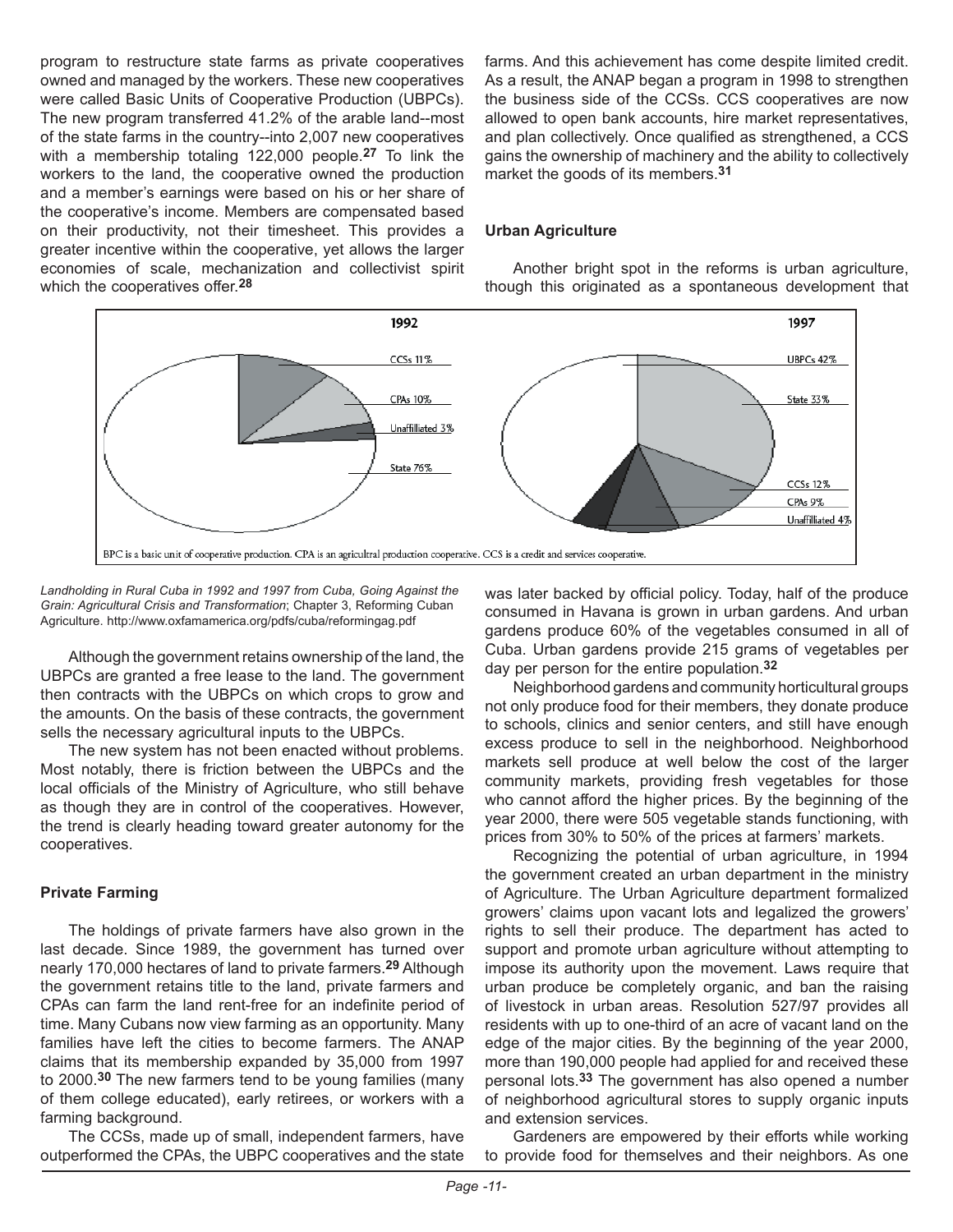program to restructure state farms as private cooperatives owned and managed by the workers. These new cooperatives were called Basic Units of Cooperative Production (UBPCs). The new program transferred 41.2% of the arable land--most of the state farms in the country--into 2,007 new cooperatives with a membership totaling 122,000 people.[27] To link the workers to the land, the cooperative owned the production and a member's earnings were based on his or her share of the cooperative's income. Members are compensated based on their productivity, not their timesheet. This provides a greater incentive within the cooperative, yet allows the larger economies of scale, mechanization and collectivist spirit which the cooperatives offer.[28]

1992: CCSs 11%, CPAs 10%, Unaffiliated 3%, State 76%

1997: UBPCs 42%, State 33%, CCSs 12%, CPAs 9%, Unaffiliated 4%

BPC is a basic unit of cooperative production. CPA is an agricultral production cooperative. CCS is a credit and services cooperative.

*Landholding in Rural Cuba in 1992 and 1997 from Cuba, Going Against the Grain: Agricultural Crisis and Transformation*; Chapter 3, Reforming Cuban Agriculture. http://www.oxfamamerica.org/pdfs/cuba/reformingag.pdf

Although the government retains ownership of the land, the UBPCs are granted a free lease to the land. The government then contracts with the UBPCs on which crops to grow and the amounts. On the basis of these contracts, the government sells the necessary agricultural inputs to the UBPCs.

The new system has not been enacted without problems. Most notably, there is friction between the UBPCs and the local officials of the Ministry of Agriculture, who still behave as though they are in control of the cooperatives. However, the trend is clearly heading toward greater autonomy for the cooperatives.

#### Private Farming

The holdings of private farmers have also grown in the last decade. Since 1989, the government has turned over nearly 170,000 hectares of land to private farmers.[29] Although the government retains title to the land, private farmers and CPAs can farm the land rent-free for an indefinite period of time. Many Cubans now view farming as an opportunity. Many families have left the cities to become farmers. The ANAP claims that its membership expanded by 35,000 from 1997 to 2000.[30] The new farmers tend to be young families (many of them college educated), early retirees, or workers with a farming background.

The CCSs, made up of small, independent farmers, have outperformed the CPAs, the UBPC cooperatives and the state farms. And this achievement has come despite limited credit. As a result, the ANAP began a program in 1998 to strengthen the business side of the CCSs. CCS cooperatives are now allowed to open bank accounts, hire market representatives, and plan collectively. Once qualified as strengthened, a CCS gains the ownership of machinery and the ability to collectively market the goods of its members.[31]

#### Urban Agriculture

Another bright spot in the reforms is urban agriculture, though this originated as a spontaneous development that was later backed by official policy. Today, half of the produce consumed in Havana is grown in urban gardens. And urban gardens produce 60% of the vegetables consumed in all of Cuba. Urban gardens provide 215 grams of vegetables per day per person for the entire population.[32]

Neighborhood gardens and community horticultural groups not only produce food for their members, they donate produce to schools, clinics and senior centers, and still have enough excess produce to sell in the neighborhood. Neighborhood markets sell produce at well below the cost of the larger community markets, providing fresh vegetables for those who cannot afford the higher prices. By the beginning of the year 2000, there were 505 vegetable stands functioning, with prices from 30% to 50% of the prices at farmers' markets.

Recognizing the potential of urban agriculture, in 1994 the government created an urban department in the ministry of Agriculture. The Urban Agriculture department formalized growers' claims upon vacant lots and legalized the growers' rights to sell their produce. The department has acted to support and promote urban agriculture without attempting to impose its authority upon the movement. Laws require that urban produce be completely organic, and ban the raising of livestock in urban areas. Resolution 527/97 provides all residents with up to one-third of an acre of vacant land on the edge of the major cities. By the beginning of the year 2000, more than 190,000 people had applied for and received these personal lots.[33] The government has also opened a number of neighborhood agricultural stores to supply organic inputs and extension services.

Gardeners are empowered by their efforts while working to provide food for themselves and their neighbors. As one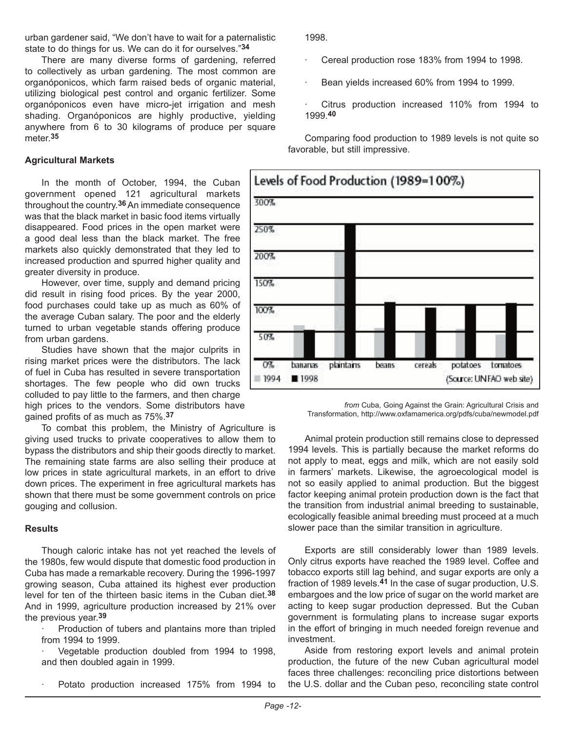urban gardener said, "We don't have to wait for a paternalistic state to do things for us. We can do it for ourselves."[34]

There are many diverse forms of gardening, referred to collectively as urban gardening. The most common are organópónicos, which farm raised beds of organic material, utilizing biological pest control and organic fertilizer. Some organópónicos even have micro-jet irrigation and mesh shading. Organópónicos are highly productive, yielding anywhere from 6 to 30 kilograms of produce per square meter.[35]

**Agricultural Markets**

In the month of October, 1994, the Cuban government opened 121 agricultural markets throughout the country.[36] An immediate consequence was that the black market in basic food items virtually disappeared. Food prices in the open market were a good deal less than the black market. The free markets also quickly demonstrated that they led to increased production and spurred higher quality and greater diversity in produce.

However, over time, supply and demand pricing did result in rising food prices. By the year 2000, food purchases could take up as much as 60% of the average Cuban salary. The poor and the elderly turned to urban vegetable stands offering produce from urban gardens.

Studies have shown that the major culprits in rising market prices were the distributors. The lack of fuel in Cuba has resulted in severe transportation shortages. The few people who did own trucks colluded to pay little to the farmers, and then charge high prices to the vendors. Some distributors have gained profits of as much as 75%.[37]

To combat this problem, the Ministry of Agriculture is giving used trucks to private cooperatives to allow them to bypass the distributors and ship their goods directly to market. The remaining state farms are also selling their produce at low prices in state agricultural markets, in an effort to drive down prices. The experiment in free agricultural markets has shown that there must be some government controls on price gouging and collusion.

**Results**

Though caloric intake has not yet reached the levels of the 1980s, few would dispute that domestic food production in Cuba has made a remarkable recovery. During the 1996-1997 growing season, Cuba attained its highest ever production level for ten of the thirteen basic items in the Cuban diet.[38] And in 1999, agriculture production increased by 21% over the previous year.[39]

- Production of tubers and plantains more than tripled from 1994 to 1999.
- Vegetable production doubled from 1994 to 1998, and then doubled again in 1999.
- Potato production increased 175% from 1994 to 1998.
- Cereal production rose 183% from 1994 to 1998.
- Bean yields increased 60% from 1994 to 1999.
- Citrus production increased 110% from 1994 to 1999.[40]

Comparing food production to 1989 levels is not quite so favorable, but still impressive.

**Levels of Food Production (1989=100%)**

(Bar chart: 1994 and 1998 levels for bananas, plantains, beans, cereals, potatoes, tomatoes; Source: UN FAO web site)

*from* Cuba, Going Against the Grain: Agricultural Crisis and Transformation, http://www.oxfamamerica.org/pdfs/cuba/newmodel.pdf

Animal protein production still remains close to depressed 1994 levels. This is partially because the market reforms do not apply to meat, eggs and milk, which are not easily sold in farmers' markets. Likewise, the agroecological model is not so easily applied to animal production. But the biggest factor keeping animal protein production down is the fact that the transition from industrial animal breeding to sustainable, ecologically feasible animal breeding must proceed at a much slower pace than the similar transition in agriculture.

Exports are still considerably lower than 1989 levels. Only citrus exports have reached the 1989 level. Coffee and tobacco exports still lag behind, and sugar exports are only a fraction of 1989 levels.[41] In the case of sugar production, U.S. embargoes and the low price of sugar on the world market are acting to keep sugar production depressed. But the Cuban government is formulating plans to increase sugar exports in the effort of bringing in much needed foreign revenue and investment.

Aside from restoring export levels and animal protein production, the future of the new Cuban agricultural model faces three challenges: reconciling price distortions between the U.S. dollar and the Cuban peso, reconciling state control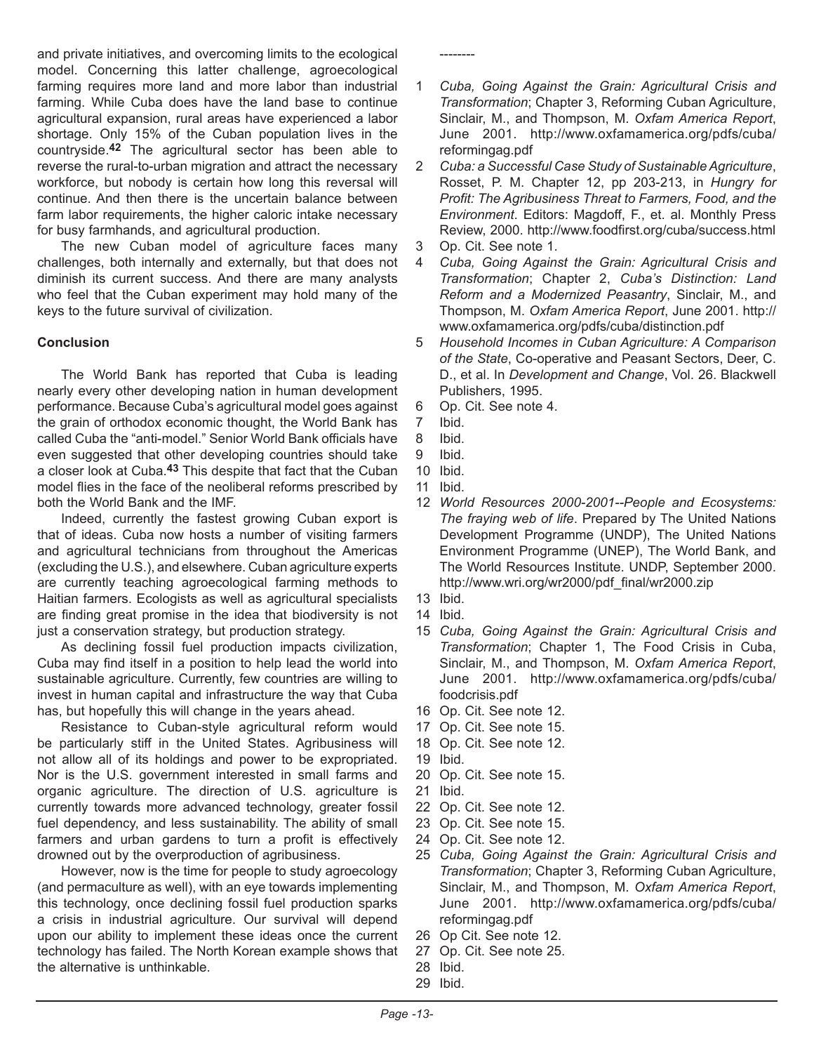and private initiatives, and overcoming limits to the ecological model. Concerning this latter challenge, agroecological farming requires more land and more labor than industrial farming. While Cuba does have the land base to continue agricultural expansion, rural areas have experienced a labor shortage. Only 15% of the Cuban population lives in the countryside.[42] The agricultural sector has been able to reverse the rural-to-urban migration and attract the necessary workforce, but nobody is certain how long this reversal will continue. And then there is the uncertain balance between farm labor requirements, the higher caloric intake necessary for busy farmhands, and agricultural production.

The new Cuban model of agriculture faces many challenges, both internally and externally, but that does not diminish its current success. And there are many analysts who feel that the Cuban experiment may hold many of the keys to the future survival of civilization.

**Conclusion**

The World Bank has reported that Cuba is leading nearly every other developing nation in human development performance. Because Cuba's agricultural model goes against the grain of orthodox economic thought, the World Bank has called Cuba the "anti-model." Senior World Bank officials have even suggested that other developing countries should take a closer look at Cuba.[43] This despite that fact that the Cuban model flies in the face of the neoliberal reforms prescribed by both the World Bank and the IMF.

Indeed, currently the fastest growing Cuban export is that of ideas. Cuba now hosts a number of visiting farmers and agricultural technicians from throughout the Americas (excluding the U.S.), and elsewhere. Cuban agriculture experts are currently teaching agroecological farming methods to Haitian farmers. Ecologists as well as agricultural specialists are finding great promise in the idea that biodiversity is not just a conservation strategy, but production strategy.

As declining fossil fuel production impacts civilization, Cuba may find itself in a position to help lead the world into sustainable agriculture. Currently, few countries are willing to invest in human capital and infrastructure the way that Cuba has, but hopefully this will change in the years ahead.

Resistance to Cuban-style agricultural reform would be particularly stiff in the United States. Agribusiness will not allow all of its holdings and power to be expropriated. Nor is the U.S. government interested in small farms and organic agriculture. The direction of U.S. agriculture is currently towards more advanced technology, greater fossil fuel dependency, and less sustainability. The ability of small farmers and urban gardens to turn a profit is effectively drowned out by the overproduction of agribusiness.

However, now is the time for people to study agroecology (and permaculture as well), with an eye towards implementing this technology, once declining fossil fuel production sparks a crisis in industrial agriculture. Our survival will depend upon our ability to implement these ideas once the current technology has failed. The North Korean example shows that the alternative is unthinkable.

--------

1 *Cuba, Going Against the Grain: Agricultural Crisis and Transformation*; Chapter 3, Reforming Cuban Agriculture, Sinclair, M., and Thompson, M. *Oxfam America Report*, June 2001. http://www.oxfamamerica.org/pdfs/cuba/reformingag.pdf

2 *Cuba: a Successful Case Study of Sustainable Agriculture*, Rosset, P. M. Chapter 12, pp 203-213, in *Hungry for Profit: The Agribusiness Threat to Farmers, Food, and the Environment*. Editors: Magdoff, F., et. al. Monthly Press Review, 2000. http://www.foodfirst.org/cuba/success.html

3 Op. Cit. See note 1.

4 *Cuba, Going Against the Grain: Agricultural Crisis and Transformation*; Chapter 2, *Cuba's Distinction: Land Reform and a Modernized Peasantry*, Sinclair, M., and Thompson, M. *Oxfam America Report*, June 2001. http://www.oxfamamerica.org/pdfs/cuba/distinction.pdf

5 *Household Incomes in Cuban Agriculture: A Comparison of the State*, Co-operative and Peasant Sectors, Deer, C. D., et al. In *Development and Change*, Vol. 26. Blackwell Publishers, 1995.

6 Op. Cit. See note 4.

7 Ibid.

8 Ibid.

9 Ibid.

10 Ibid.

11 Ibid.

12 *World Resources 2000-2001--People and Ecosystems: The fraying web of life*. Prepared by The United Nations Development Programme (UNDP), The United Nations Environment Programme (UNEP), The World Bank, and The World Resources Institute. UNDP, September 2000. http://www.wri.org/wr2000/pdf_final/wr2000.zip

13 Ibid.

14 Ibid.

15 *Cuba, Going Against the Grain: Agricultural Crisis and Transformation*; Chapter 1, The Food Crisis in Cuba, Sinclair, M., and Thompson, M. *Oxfam America Report*, June 2001. http://www.oxfamamerica.org/pdfs/cuba/foodcrisis.pdf

16 Op. Cit. See note 12.

17 Op. Cit. See note 15.

18 Op. Cit. See note 12.

19 Ibid.

20 Op. Cit. See note 15.

21 Ibid.

22 Op. Cit. See note 12.

23 Op. Cit. See note 15.

24 Op. Cit. See note 12.

25 *Cuba, Going Against the Grain: Agricultural Crisis and Transformation*; Chapter 3, Reforming Cuban Agriculture, Sinclair, M., and Thompson, M. *Oxfam America Report*, June 2001. http://www.oxfamamerica.org/pdfs/cuba/reformingag.pdf

26 Op Cit. See note 12.

27 Op. Cit. See note 25.

28 Ibid.

29 Ibid.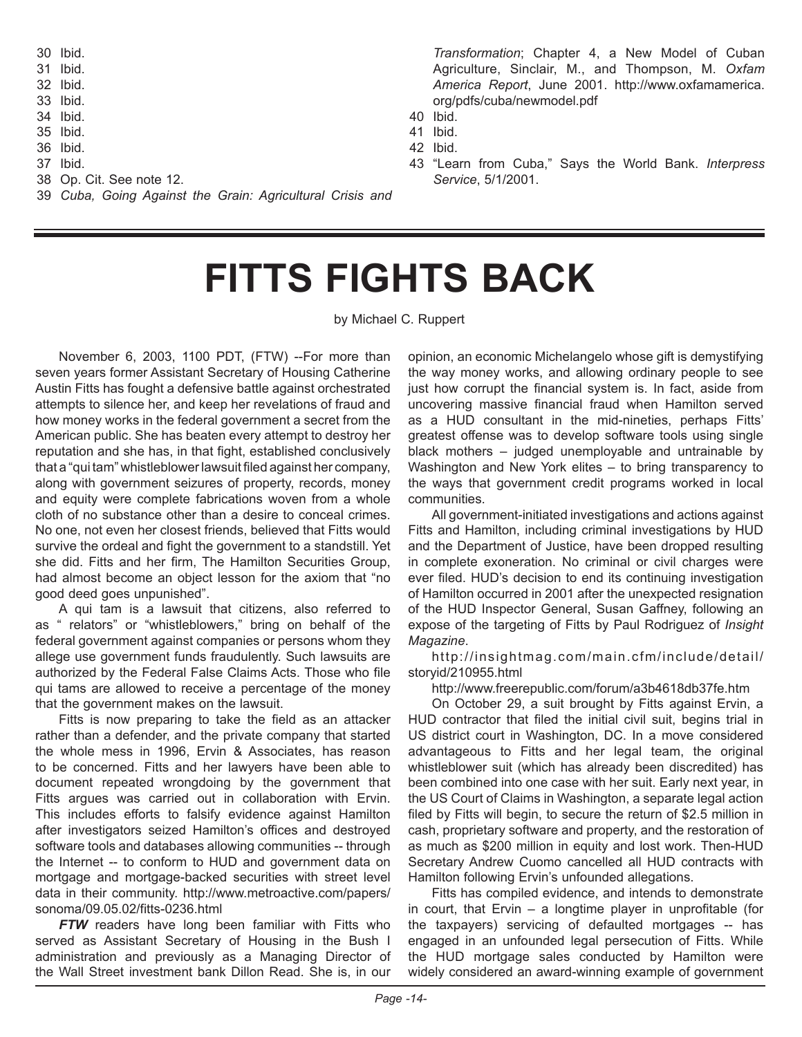30 Ibid.
31 Ibid.
32 Ibid.
33 Ibid.
34 Ibid.
35 Ibid.
36 Ibid.
37 Ibid.
38 Op. Cit. See note 12.
39 *Cuba, Going Against the Grain: Agricultural Crisis and Transformation*; Chapter 4, a New Model of Cuban Agriculture, Sinclair, M., and Thompson, M. *Oxfam America Report*, June 2001. http://www.oxfamamerica.org/pdfs/cuba/newmodel.pdf
40 Ibid.
41 Ibid.
42 Ibid.
43 "Learn from Cuba," Says the World Bank. *Interpress Service*, 5/1/2001.

---

# FITTS FIGHTS BACK

by Michael C. Ruppert

November 6, 2003, 1100 PDT, (FTW) --For more than seven years former Assistant Secretary of Housing Catherine Austin Fitts has fought a defensive battle against orchestrated attempts to silence her, and keep her revelations of fraud and how money works in the federal government a secret from the American public. She has beaten every attempt to destroy her reputation and she has, in that fight, established conclusively that a "qui tam" whistleblower lawsuit filed against her company, along with government seizures of property, records, money and equity were complete fabrications woven from a whole cloth of no substance other than a desire to conceal crimes. No one, not even her closest friends, believed that Fitts would survive the ordeal and fight the government to a standstill. Yet she did. Fitts and her firm, The Hamilton Securities Group, had almost become an object lesson for the axiom that "no good deed goes unpunished".

A qui tam is a lawsuit that citizens, also referred to as " relators" or "whistleblowers," bring on behalf of the federal government against companies or persons whom they allege use government funds fraudulently. Such lawsuits are authorized by the Federal False Claims Acts. Those who file qui tams are allowed to receive a percentage of the money that the government makes on the lawsuit.

Fitts is now preparing to take the field as an attacker rather than a defender, and the private company that started the whole mess in 1996, Ervin & Associates, has reason to be concerned. Fitts and her lawyers have been able to document repeated wrongdoing by the government that Fitts argues was carried out in collaboration with Ervin. This includes efforts to falsify evidence against Hamilton after investigators seized Hamilton's offices and destroyed software tools and databases allowing communities -- through the Internet -- to conform to HUD and government data on mortgage and mortgage-backed securities with street level data in their community. http://www.metroactive.com/papers/sonoma/09.05.02/fitts-0236.html

***FTW*** readers have long been familiar with Fitts who served as Assistant Secretary of Housing in the Bush I administration and previously as a Managing Director of the Wall Street investment bank Dillon Read. She is, in our opinion, an economic Michelangelo whose gift is demystifying the way money works, and allowing ordinary people to see just how corrupt the financial system is. In fact, aside from uncovering massive financial fraud when Hamilton served as a HUD consultant in the mid-nineties, perhaps Fitts' greatest offense was to develop software tools using single black mothers – judged unemployable and untrainable by Washington and New York elites – to bring transparency to the ways that government credit programs worked in local communities.

All government-initiated investigations and actions against Fitts and Hamilton, including criminal investigations by HUD and the Department of Justice, have been dropped resulting in complete exoneration. No criminal or civil charges were ever filed. HUD's decision to end its continuing investigation of Hamilton occurred in 2001 after the unexpected resignation of the HUD Inspector General, Susan Gaffney, following an expose of the targeting of Fitts by Paul Rodriguez of *Insight Magazine*.

http://insightmag.com/main.cfm/include/detail/storyid/210955.html

http://www.freerepublic.com/forum/a3b4618db37fe.htm

On October 29, a suit brought by Fitts against Ervin, a HUD contractor that filed the initial civil suit, begins trial in US district court in Washington, DC. In a move considered advantageous to Fitts and her legal team, the original whistleblower suit (which has already been discredited) has been combined into one case with her suit. Early next year, in the US Court of Claims in Washington, a separate legal action filed by Fitts will begin, to secure the return of $2.5 million in cash, proprietary software and property, and the restoration of as much as $200 million in equity and lost work. Then-HUD Secretary Andrew Cuomo cancelled all HUD contracts with Hamilton following Ervin's unfounded allegations.

Fitts has compiled evidence, and intends to demonstrate in court, that Ervin – a longtime player in unprofitable (for the taxpayers) servicing of defaulted mortgages -- has engaged in an unfounded legal persecution of Fitts. While the HUD mortgage sales conducted by Hamilton were widely considered an award-winning example of government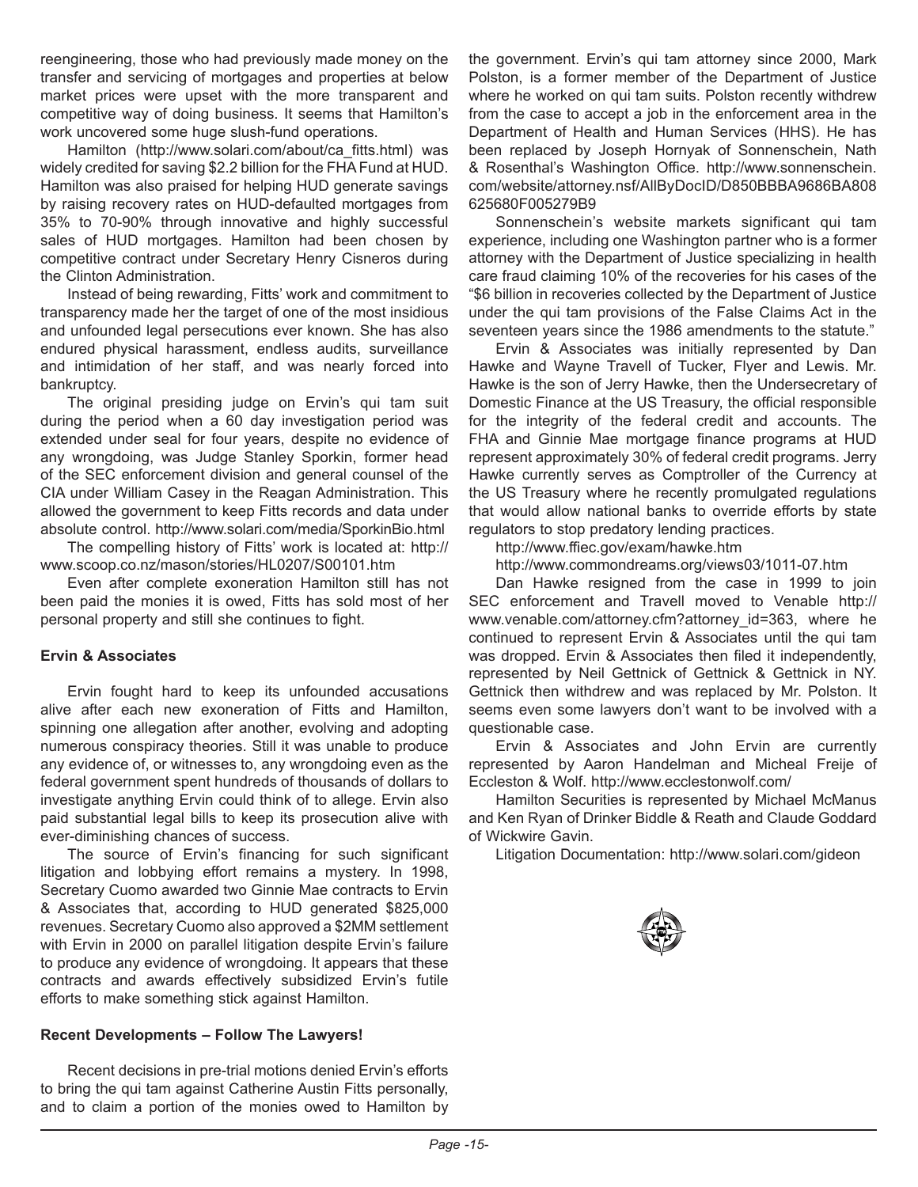reengineering, those who had previously made money on the transfer and servicing of mortgages and properties at below market prices were upset with the more transparent and competitive way of doing business. It seems that Hamilton's work uncovered some huge slush-fund operations.

Hamilton (http://www.solari.com/about/ca_fitts.html) was widely credited for saving $2.2 billion for the FHA Fund at HUD. Hamilton was also praised for helping HUD generate savings by raising recovery rates on HUD-defaulted mortgages from 35% to 70-90% through innovative and highly successful sales of HUD mortgages. Hamilton had been chosen by competitive contract under Secretary Henry Cisneros during the Clinton Administration.

Instead of being rewarding, Fitts' work and commitment to transparency made her the target of one of the most insidious and unfounded legal persecutions ever known. She has also endured physical harassment, endless audits, surveillance and intimidation of her staff, and was nearly forced into bankruptcy.

The original presiding judge on Ervin's qui tam suit during the period when a 60 day investigation period was extended under seal for four years, despite no evidence of any wrongdoing, was Judge Stanley Sporkin, former head of the SEC enforcement division and general counsel of the CIA under William Casey in the Reagan Administration. This allowed the government to keep Fitts records and data under absolute control. http://www.solari.com/media/SporkinBio.html

The compelling history of Fitts' work is located at: http://www.scoop.co.nz/mason/stories/HL0207/S00101.htm

Even after complete exoneration Hamilton still has not been paid the monies it is owed, Fitts has sold most of her personal property and still she continues to fight.

**Ervin & Associates**

Ervin fought hard to keep its unfounded accusations alive after each new exoneration of Fitts and Hamilton, spinning one allegation after another, evolving and adopting numerous conspiracy theories. Still it was unable to produce any evidence of, or witnesses to, any wrongdoing even as the federal government spent hundreds of thousands of dollars to investigate anything Ervin could think of to allege. Ervin also paid substantial legal bills to keep its prosecution alive with ever-diminishing chances of success.

The source of Ervin's financing for such significant litigation and lobbying effort remains a mystery. In 1998, Secretary Cuomo awarded two Ginnie Mae contracts to Ervin & Associates that, according to HUD generated $825,000 revenues. Secretary Cuomo also approved a $2MM settlement with Ervin in 2000 on parallel litigation despite Ervin's failure to produce any evidence of wrongdoing. It appears that these contracts and awards effectively subsidized Ervin's futile efforts to make something stick against Hamilton.

**Recent Developments – Follow The Lawyers!**

Recent decisions in pre-trial motions denied Ervin's efforts to bring the qui tam against Catherine Austin Fitts personally, and to claim a portion of the monies owed to Hamilton by the government. Ervin's qui tam attorney since 2000, Mark Polston, is a former member of the Department of Justice where he worked on qui tam suits. Polston recently withdrew from the case to accept a job in the enforcement area in the Department of Health and Human Services (HHS). He has been replaced by Joseph Hornyak of Sonnenschein, Nath & Rosenthal's Washington Office. http://www.sonnenschein.com/website/attorney.nsf/AllByDocID/D850BBBA9686BA808625680F005279B9

Sonnenschein's website markets significant qui tam experience, including one Washington partner who is a former attorney with the Department of Justice specializing in health care fraud claiming 10% of the recoveries for his cases of the "$6 billion in recoveries collected by the Department of Justice under the qui tam provisions of the False Claims Act in the seventeen years since the 1986 amendments to the statute."

Ervin & Associates was initially represented by Dan Hawke and Wayne Travell of Tucker, Flyer and Lewis. Mr. Hawke is the son of Jerry Hawke, then the Undersecretary of Domestic Finance at the US Treasury, the official responsible for the integrity of the federal credit and accounts. The FHA and Ginnie Mae mortgage finance programs at HUD represent approximately 30% of federal credit programs. Jerry Hawke currently serves as Comptroller of the Currency at the US Treasury where he recently promulgated regulations that would allow national banks to override efforts by state regulators to stop predatory lending practices.

http://www.ffiec.gov/exam/hawke.htm

http://www.commondreams.org/views03/1011-07.htm

Dan Hawke resigned from the case in 1999 to join SEC enforcement and Travell moved to Venable http://www.venable.com/attorney.cfm?attorney_id=363, where he continued to represent Ervin & Associates until the qui tam was dropped. Ervin & Associates then filed it independently, represented by Neil Gettnick of Gettnick & Gettnick in NY. Gettnick then withdrew and was replaced by Mr. Polston. It seems even some lawyers don't want to be involved with a questionable case.

Ervin & Associates and John Ervin are currently represented by Aaron Handelman and Micheal Freije of Eccleston & Wolf. http://www.ecclestonwolf.com/

Hamilton Securities is represented by Michael McManus and Ken Ryan of Drinker Biddle & Reath and Claude Goddard of Wickwire Gavin.

Litigation Documentation: http://www.solari.com/gideon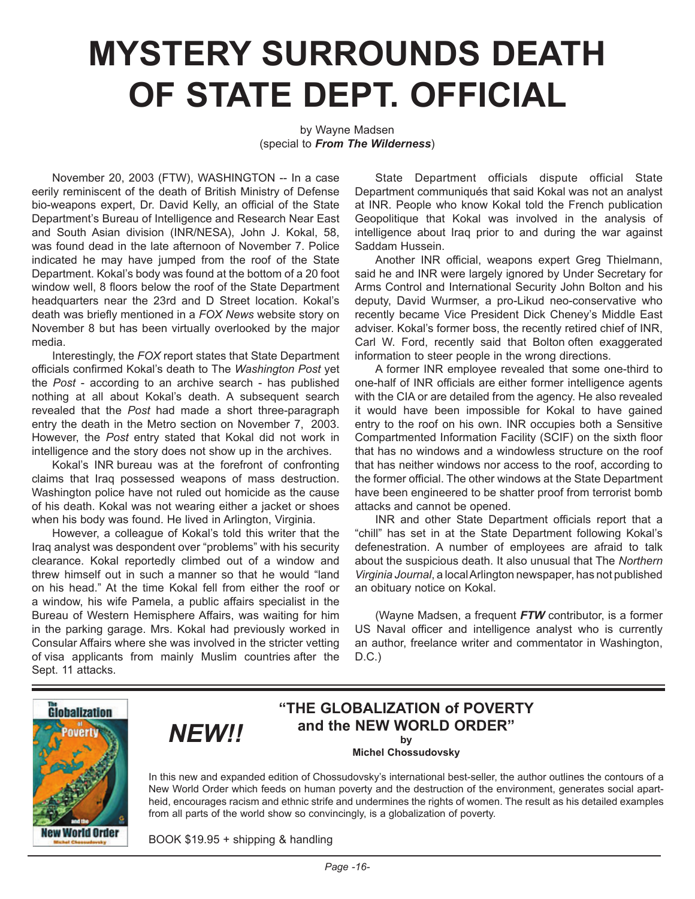# MYSTERY SURROUNDS DEATH OF STATE DEPT. OFFICIAL

by Wayne Madsen
(special to ***From The Wilderness***)

November 20, 2003 (FTW), WASHINGTON -- In a case eerily reminiscent of the death of British Ministry of Defense bio-weapons expert, Dr. David Kelly, an official of the State Department's Bureau of Intelligence and Research Near East and South Asian division (INR/NESA), John J. Kokal, 58, was found dead in the late afternoon of November 7. Police indicated he may have jumped from the roof of the State Department. Kokal's body was found at the bottom of a 20 foot window well, 8 floors below the roof of the State Department headquarters near the 23rd and D Street location. Kokal's death was briefly mentioned in a *FOX News* website story on November 8 but has been virtually overlooked by the major media.

Interestingly, the *FOX* report states that State Department officials confirmed Kokal's death to The *Washington Post* yet the *Post* - according to an archive search - has published nothing at all about Kokal's death. A subsequent search revealed that the *Post* had made a short three-paragraph entry the death in the Metro section on November 7, 2003. However, the *Post* entry stated that Kokal did not work in intelligence and the story does not show up in the archives.

Kokal's INR bureau was at the forefront of confronting claims that Iraq possessed weapons of mass destruction. Washington police have not ruled out homicide as the cause of his death. Kokal was not wearing either a jacket or shoes when his body was found. He lived in Arlington, Virginia.

However, a colleague of Kokal's told this writer that the Iraq analyst was despondent over "problems" with his security clearance. Kokal reportedly climbed out of a window and threw himself out in such a manner so that he would "land on his head." At the time Kokal fell from either the roof or a window, his wife Pamela, a public affairs specialist in the Bureau of Western Hemisphere Affairs, was waiting for him in the parking garage. Mrs. Kokal had previously worked in Consular Affairs where she was involved in the stricter vetting of visa applicants from mainly Muslim countries after the Sept. 11 attacks.

State Department officials dispute official State Department communiqués that said Kokal was not an analyst at INR. People who know Kokal told the French publication Geopolitique that Kokal was involved in the analysis of intelligence about Iraq prior to and during the war against Saddam Hussein.

Another INR official, weapons expert Greg Thielmann, said he and INR were largely ignored by Under Secretary for Arms Control and International Security John Bolton and his deputy, David Wurmser, a pro-Likud neo-conservative who recently became Vice President Dick Cheney's Middle East adviser. Kokal's former boss, the recently retired chief of INR, Carl W. Ford, recently said that Bolton often exaggerated information to steer people in the wrong directions.

A former INR employee revealed that some one-third to one-half of INR officials are either former intelligence agents with the CIA or are detailed from the agency. He also revealed it would have been impossible for Kokal to have gained entry to the roof on his own. INR occupies both a Sensitive Compartmented Information Facility (SCIF) on the sixth floor that has no windows and a windowless structure on the roof that has neither windows nor access to the roof, according to the former official. The other windows at the State Department have been engineered to be shatter proof from terrorist bomb attacks and cannot be opened.

INR and other State Department officials report that a "chill" has set in at the State Department following Kokal's defenestration. A number of employees are afraid to talk about the suspicious death. It also unusual that The *Northern Virginia Journal*, a local Arlington newspaper, has not published an obituary notice on Kokal.

(Wayne Madsen, a frequent ***FTW*** contributor, is a former US Naval officer and intelligence analyst who is currently an author, freelance writer and commentator in Washington, D.C.)

---

***NEW!!***

## "THE GLOBALIZATION of POVERTY and the NEW WORLD ORDER"

**by**
**Michel Chossudovsky**

In this new and expanded edition of Chossudovsky's international best-seller, the author outlines the contours of a New World Order which feeds on human poverty and the destruction of the environment, generates social apartheid, encourages racism and ethnic strife and undermines the rights of women. The result as his detailed examples from all parts of the world show so convincingly, is a globalization of poverty.

BOOK $19.95 + shipping & handling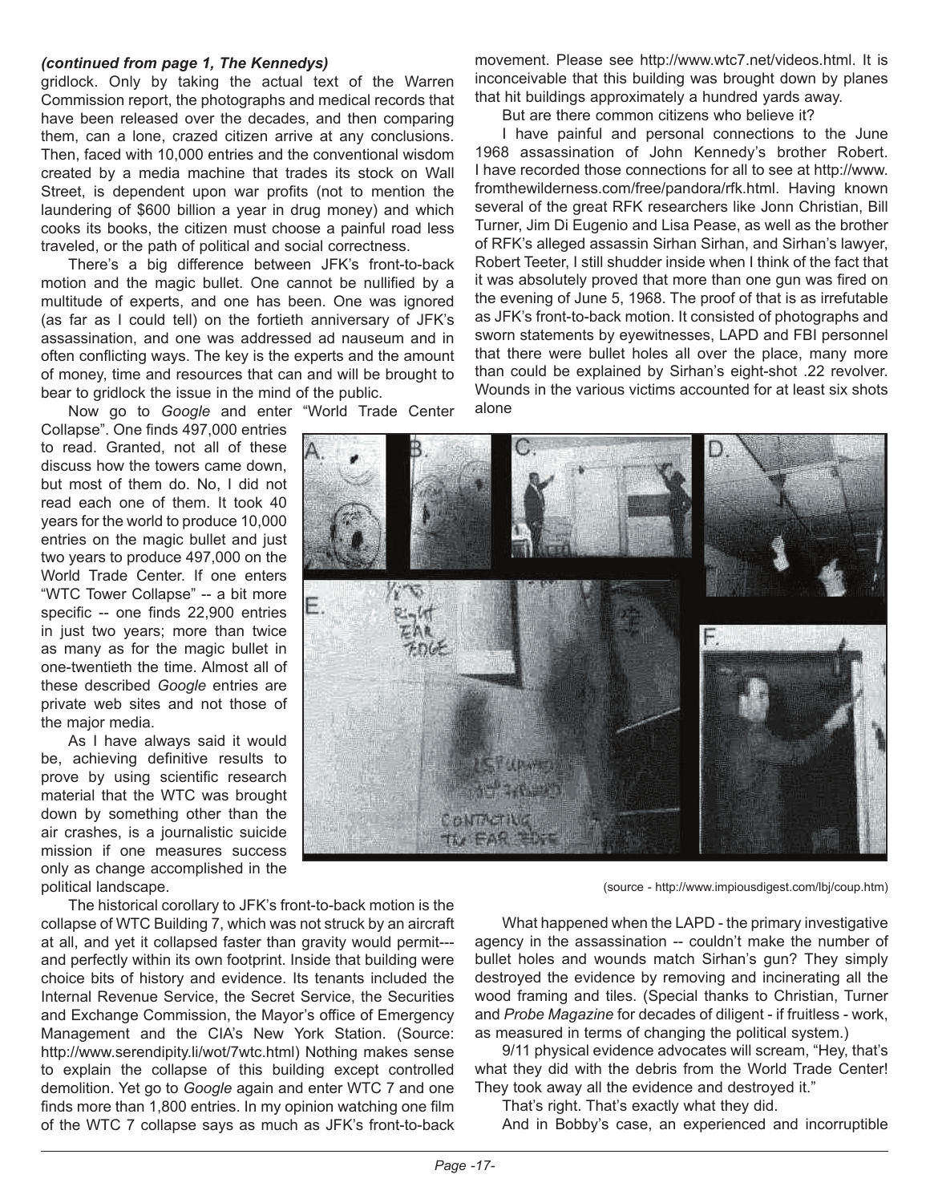*(continued from page 1, The Kennedys)*

gridlock. Only by taking the actual text of the Warren Commission report, the photographs and medical records that have been released over the decades, and then comparing them, can a lone, crazed citizen arrive at any conclusions. Then, faced with 10,000 entries and the conventional wisdom created by a media machine that trades its stock on Wall Street, is dependent upon war profits (not to mention the laundering of $600 billion a year in drug money) and which cooks its books, the citizen must choose a painful road less traveled, or the path of political and social correctness.

There's a big difference between JFK's front-to-back motion and the magic bullet. One cannot be nullified by a multitude of experts, and one has been. One was ignored (as far as I could tell) on the fortieth anniversary of JFK's assassination, and one was addressed ad nauseum and in often conflicting ways. The key is the experts and the amount of money, time and resources that can and will be brought to bear to gridlock the issue in the mind of the public.

Now go to *Google* and enter "World Trade Center Collapse". One finds 497,000 entries to read. Granted, not all of these discuss how the towers came down, but most of them do. No, I did not read each one of them. It took 40 years for the world to produce 10,000 entries on the magic bullet and just two years to produce 497,000 on the World Trade Center. If one enters "WTC Tower Collapse" -- a bit more specific -- one finds 22,900 entries in just two years; more than twice as many as for the magic bullet in one-twentieth the time. Almost all of these described *Google* entries are private web sites and not those of the major media.

As I have always said it would be, achieving definitive results to prove by using scientific research material that the WTC was brought down by something other than the air crashes, is a journalistic suicide mission if one measures success only as change accomplished in the political landscape.

The historical corollary to JFK's front-to-back motion is the collapse of WTC Building 7, which was not struck by an aircraft at all, and yet it collapsed faster than gravity would permit---and perfectly within its own footprint. Inside that building were choice bits of history and evidence. Its tenants included the Internal Revenue Service, the Secret Service, the Securities and Exchange Commission, the Mayor's office of Emergency Management and the CIA's New York Station. (Source: http://www.serendipity.li/wot/7wtc.html) Nothing makes sense to explain the collapse of this building except controlled demolition. Yet go to *Google* again and enter WTC 7 and one finds more than 1,800 entries. In my opinion watching one film of the WTC 7 collapse says as much as JFK's front-to-back movement. Please see http://www.wtc7.net/videos.html. It is inconceivable that this building was brought down by planes that hit buildings approximately a hundred yards away.

But are there common citizens who believe it?

I have painful and personal connections to the June 1968 assassination of John Kennedy's brother Robert. I have recorded those connections for all to see at http://www.fromthewilderness.com/free/pandora/rfk.html. Having known several of the great RFK researchers like Jonn Christian, Bill Turner, Jim Di Eugenio and Lisa Pease, as well as the brother of RFK's alleged assassin Sirhan Sirhan, and Sirhan's lawyer, Robert Teeter, I still shudder inside when I think of the fact that it was absolutely proved that more than one gun was fired on the evening of June 5, 1968. The proof of that is as irrefutable as JFK's front-to-back motion. It consisted of photographs and sworn statements by eyewitnesses, LAPD and FBI personnel that there were bullet holes all over the place, many more than could be explained by Sirhan's eight-shot .22 revolver. Wounds in the various victims accounted for at least six shots alone

(source - http://www.impiousdigest.com/lbj/coup.htm)

What happened when the LAPD - the primary investigative agency in the assassination -- couldn't make the number of bullet holes and wounds match Sirhan's gun? They simply destroyed the evidence by removing and incinerating all the wood framing and tiles. (Special thanks to Christian, Turner and *Probe Magazine* for decades of diligent - if fruitless - work, as measured in terms of changing the political system.)

9/11 physical evidence advocates will scream, "Hey, that's what they did with the debris from the World Trade Center! They took away all the evidence and destroyed it."

That's right. That's exactly what they did.

And in Bobby's case, an experienced and incorruptible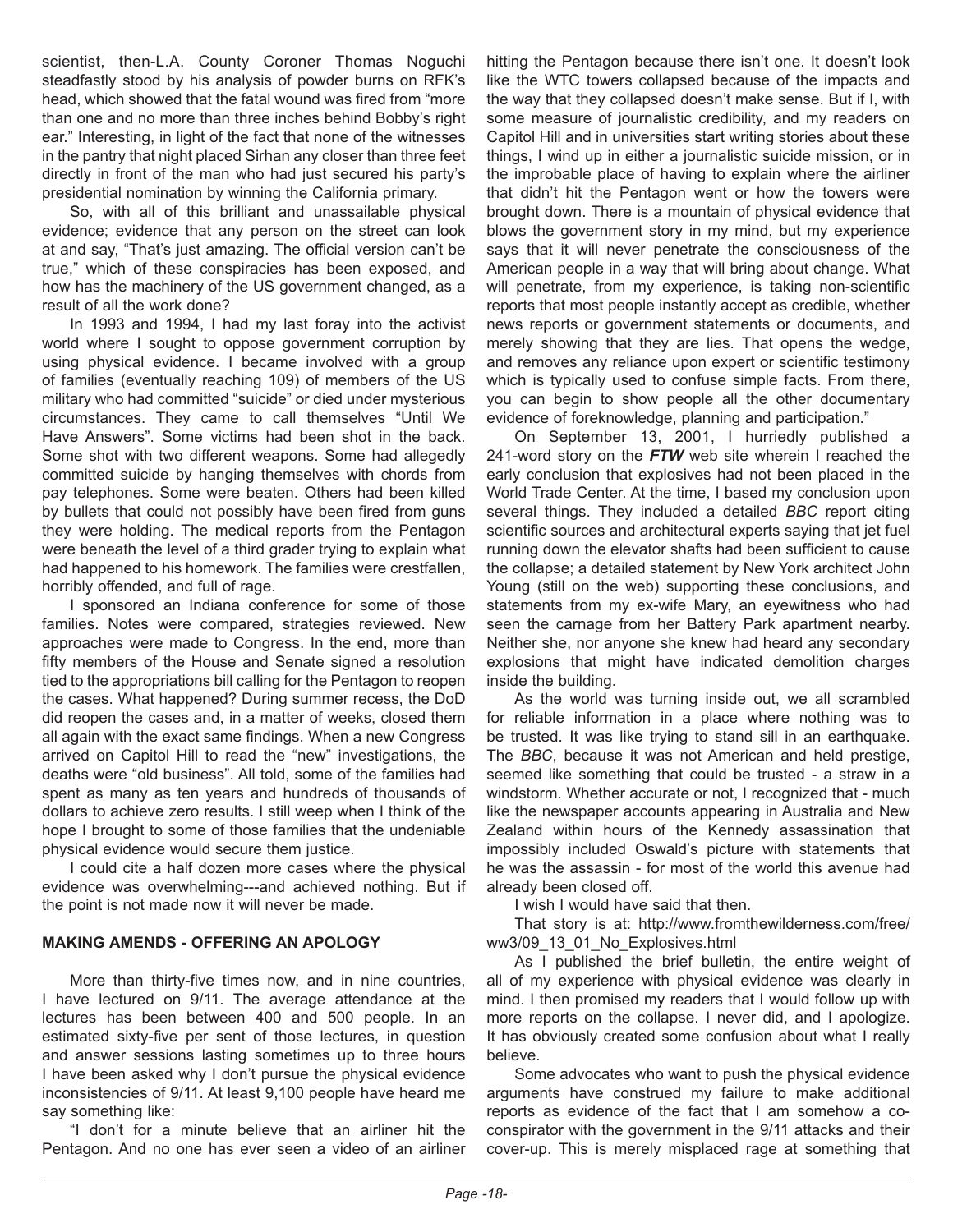scientist, then-L.A. County Coroner Thomas Noguchi steadfastly stood by his analysis of powder burns on RFK's head, which showed that the fatal wound was fired from "more than one and no more than three inches behind Bobby's right ear." Interesting, in light of the fact that none of the witnesses in the pantry that night placed Sirhan any closer than three feet directly in front of the man who had just secured his party's presidential nomination by winning the California primary.

So, with all of this brilliant and unassailable physical evidence; evidence that any person on the street can look at and say, "That's just amazing. The official version can't be true," which of these conspiracies has been exposed, and how has the machinery of the US government changed, as a result of all the work done?

In 1993 and 1994, I had my last foray into the activist world where I sought to oppose government corruption by using physical evidence. I became involved with a group of families (eventually reaching 109) of members of the US military who had committed "suicide" or died under mysterious circumstances. They came to call themselves "Until We Have Answers". Some victims had been shot in the back. Some shot with two different weapons. Some had allegedly committed suicide by hanging themselves with chords from pay telephones. Some were beaten. Others had been killed by bullets that could not possibly have been fired from guns they were holding. The medical reports from the Pentagon were beneath the level of a third grader trying to explain what had happened to his homework. The families were crestfallen, horribly offended, and full of rage.

I sponsored an Indiana conference for some of those families. Notes were compared, strategies reviewed. New approaches were made to Congress. In the end, more than fifty members of the House and Senate signed a resolution tied to the appropriations bill calling for the Pentagon to reopen the cases. What happened? During summer recess, the DoD did reopen the cases and, in a matter of weeks, closed them all again with the exact same findings. When a new Congress arrived on Capitol Hill to read the "new" investigations, the deaths were "old business". All told, some of the families had spent as many as ten years and hundreds of thousands of dollars to achieve zero results. I still weep when I think of the hope I brought to some of those families that the undeniable physical evidence would secure them justice.

I could cite a half dozen more cases where the physical evidence was overwhelming---and achieved nothing. But if the point is not made now it will never be made.

**MAKING AMENDS - OFFERING AN APOLOGY**

More than thirty-five times now, and in nine countries, I have lectured on 9/11. The average attendance at the lectures has been between 400 and 500 people. In an estimated sixty-five per sent of those lectures, in question and answer sessions lasting sometimes up to three hours I have been asked why I don't pursue the physical evidence inconsistencies of 9/11. At least 9,100 people have heard me say something like:

"I don't for a minute believe that an airliner hit the Pentagon. And no one has ever seen a video of an airliner hitting the Pentagon because there isn't one. It doesn't look like the WTC towers collapsed because of the impacts and the way that they collapsed doesn't make sense. But if I, with some measure of journalistic credibility, and my readers on Capitol Hill and in universities start writing stories about these things, I wind up in either a journalistic suicide mission, or in the improbable place of having to explain where the airliner that didn't hit the Pentagon went or how the towers were brought down. There is a mountain of physical evidence that blows the government story in my mind, but my experience says that it will never penetrate the consciousness of the American people in a way that will bring about change. What will penetrate, from my experience, is taking non-scientific reports that most people instantly accept as credible, whether news reports or government statements or documents, and merely showing that they are lies. That opens the wedge, and removes any reliance upon expert or scientific testimony which is typically used to confuse simple facts. From there, you can begin to show people all the other documentary evidence of foreknowledge, planning and participation."

On September 13, 2001, I hurriedly published a 241-word story on the ***FTW*** web site wherein I reached the early conclusion that explosives had not been placed in the World Trade Center. At the time, I based my conclusion upon several things. They included a detailed *BBC* report citing scientific sources and architectural experts saying that jet fuel running down the elevator shafts had been sufficient to cause the collapse; a detailed statement by New York architect John Young (still on the web) supporting these conclusions, and statements from my ex-wife Mary, an eyewitness who had seen the carnage from her Battery Park apartment nearby. Neither she, nor anyone she knew had heard any secondary explosions that might have indicated demolition charges inside the building.

As the world was turning inside out, we all scrambled for reliable information in a place where nothing was to be trusted. It was like trying to stand sill in an earthquake. The *BBC*, because it was not American and held prestige, seemed like something that could be trusted - a straw in a windstorm. Whether accurate or not, I recognized that - much like the newspaper accounts appearing in Australia and New Zealand within hours of the Kennedy assassination that impossibly included Oswald's picture with statements that he was the assassin - for most of the world this avenue had already been closed off.

I wish I would have said that then.

That story is at: http://www.fromthewilderness.com/free/ww3/09_13_01_No_Explosives.html

As I published the brief bulletin, the entire weight of all of my experience with physical evidence was clearly in mind. I then promised my readers that I would follow up with more reports on the collapse. I never did, and I apologize. It has obviously created some confusion about what I really believe.

Some advocates who want to push the physical evidence arguments have construed my failure to make additional reports as evidence of the fact that I am somehow a co-conspirator with the government in the 9/11 attacks and their cover-up. This is merely misplaced rage at something that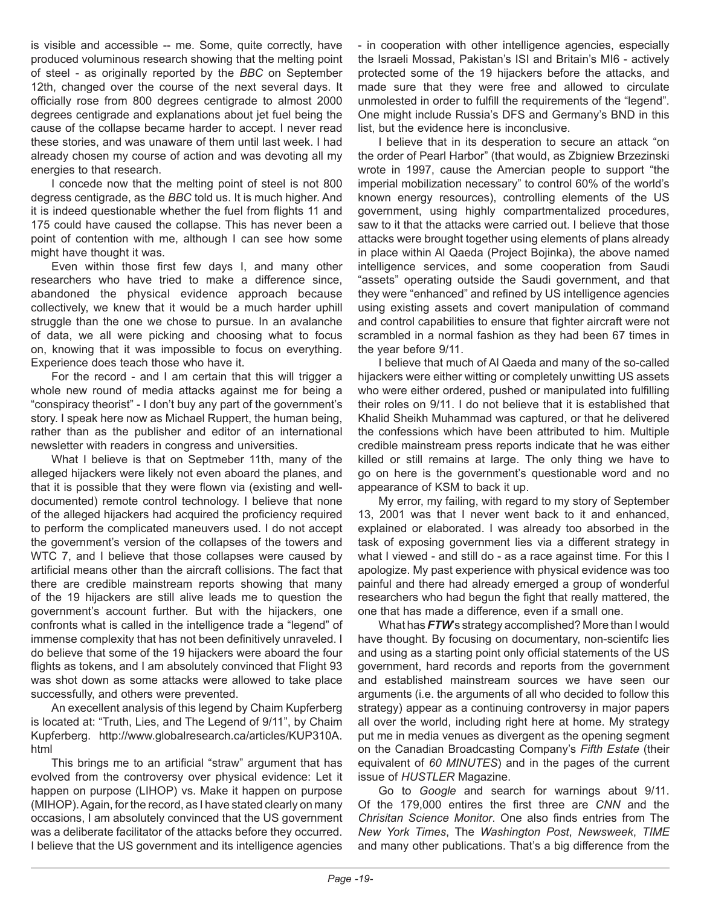is visible and accessible -- me. Some, quite correctly, have produced voluminous research showing that the melting point of steel - as originally reported by the *BBC* on September 12th, changed over the course of the next several days. It officially rose from 800 degrees centigrade to almost 2000 degrees centigrade and explanations about jet fuel being the cause of the collapse became harder to accept. I never read these stories, and was unaware of them until last week. I had already chosen my course of action and was devoting all my energies to that research.

I concede now that the melting point of steel is not 800 degress centigrade, as the *BBC* told us. It is much higher. And it is indeed questionable whether the fuel from flights 11 and 175 could have caused the collapse. This has never been a point of contention with me, although I can see how some might have thought it was.

Even within those first few days I, and many other researchers who have tried to make a difference since, abandoned the physical evidence approach because collectively, we knew that it would be a much harder uphill struggle than the one we chose to pursue. In an avalanche of data, we all were picking and choosing what to focus on, knowing that it was impossible to focus on everything. Experience does teach those who have it.

For the record - and I am certain that this will trigger a whole new round of media attacks against me for being a "conspiracy theorist" - I don't buy any part of the government's story. I speak here now as Michael Ruppert, the human being, rather than as the publisher and editor of an international newsletter with readers in congress and universities.

What I believe is that on Septmeber 11th, many of the alleged hijackers were likely not even aboard the planes, and that it is possible that they were flown via (existing and well-documented) remote control technology. I believe that none of the alleged hijackers had acquired the proficiency required to perform the complicated maneuvers used. I do not accept the government's version of the collapses of the towers and WTC 7, and I believe that those collapses were caused by artificial means other than the aircraft collisions. The fact that there are credible mainstream reports showing that many of the 19 hijackers are still alive leads me to question the government's account further. But with the hijackers, one confronts what is called in the intelligence trade a "legend" of immense complexity that has not been definitively unraveled. I do believe that some of the 19 hijackers were aboard the four flights as tokens, and I am absolutely convinced that Flight 93 was shot down as some attacks were allowed to take place successfully, and others were prevented.

An execellent analysis of this legend by Chaim Kupferberg is located at: "Truth, Lies, and The Legend of 9/11", by Chaim Kupferberg. http://www.globalresearch.ca/articles/KUP310A.html

This brings me to an artificial "straw" argument that has evolved from the controversy over physical evidence: Let it happen on purpose (LIHOP) vs. Make it happen on purpose (MIHOP). Again, for the record, as I have stated clearly on many occasions, I am absolutely convinced that the US government was a deliberate facilitator of the attacks before they occurred. I believe that the US government and its intelligence agencies - in cooperation with other intelligence agencies, especially the Israeli Mossad, Pakistan's ISI and Britain's MI6 - actively protected some of the 19 hijackers before the attacks, and made sure that they were free and allowed to circulate unmolested in order to fulfill the requirements of the "legend". One might include Russia's DFS and Germany's BND in this list, but the evidence here is inconclusive.

I believe that in its desperation to secure an attack "on the order of Pearl Harbor" (that would, as Zbigniew Brzezinski wrote in 1997, cause the Amercian people to support "the imperial mobilization necessary" to control 60% of the world's known energy resources), controlling elements of the US government, using highly compartmentalized procedures, saw to it that the attacks were carried out. I believe that those attacks were brought together using elements of plans already in place within Al Qaeda (Project Bojinka), the above named intelligence services, and some cooperation from Saudi "assets" operating outside the Saudi government, and that they were "enhanced" and refined by US intelligence agencies using existing assets and covert manipulation of command and control capabilities to ensure that fighter aircraft were not scrambled in a normal fashion as they had been 67 times in the year before 9/11.

I believe that much of Al Qaeda and many of the so-called hijackers were either witting or completely unwitting US assets who were either ordered, pushed or manipulated into fulfilling their roles on 9/11. I do not believe that it is established that Khalid Sheikh Muhammad was captured, or that he delivered the confessions which have been attributed to him. Multiple credible mainstream press reports indicate that he was either killed or still remains at large. The only thing we have to go on here is the government's questionable word and no appearance of KSM to back it up.

My error, my failing, with regard to my story of September 13, 2001 was that I never went back to it and enhanced, explained or elaborated. I was already too absorbed in the task of exposing government lies via a different strategy in what I viewed - and still do - as a race against time. For this I apologize. My past experience with physical evidence was too painful and there had already emerged a group of wonderful researchers who had begun the fight that really mattered, the one that has made a difference, even if a small one.

What has ***FTW***'s strategy accomplished? More than I would have thought. By focusing on documentary, non-scientifc lies and using as a starting point only official statements of the US government, hard records and reports from the government and established mainstream sources we have seen our arguments (i.e. the arguments of all who decided to follow this strategy) appear as a continuing controversy in major papers all over the world, including right here at home. My strategy put me in media venues as divergent as the opening segment on the Canadian Broadcasting Company's *Fifth Estate* (their equivalent of *60 MINUTES*) and in the pages of the current issue of *HUSTLER* Magazine.

Go to *Google* and search for warnings about 9/11. Of the 179,000 entires the first three are *CNN* and the *Chrisitan Science Monitor*. One also finds entries from The *New York Times*, The *Washington Post*, *Newsweek*, *TIME* and many other publications. That's a big difference from the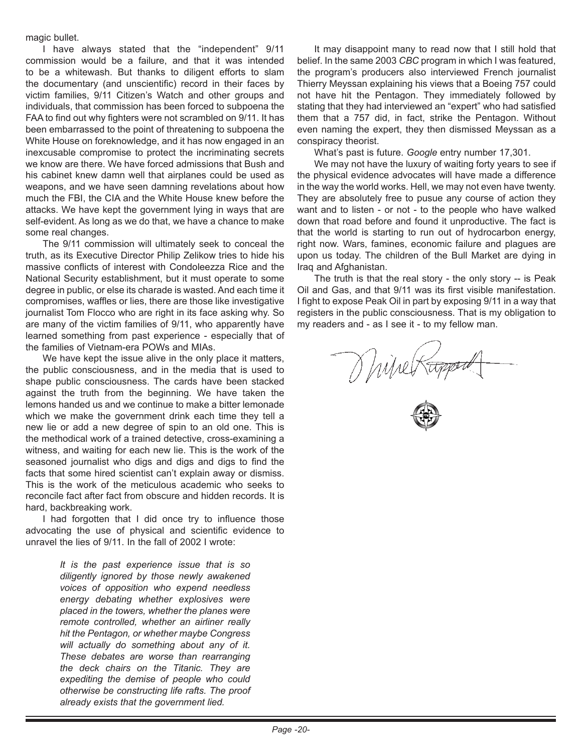magic bullet.

I have always stated that the "independent" 9/11 commission would be a failure, and that it was intended to be a whitewash. But thanks to diligent efforts to slam the documentary (and unscientific) record in their faces by victim families, 9/11 Citizen's Watch and other groups and individuals, that commission has been forced to subpoena the FAA to find out why fighters were not scrambled on 9/11. It has been embarrassed to the point of threatening to subpoena the White House on foreknowledge, and it has now engaged in an inexcusable compromise to protect the incriminating secrets we know are there. We have forced admissions that Bush and his cabinet knew damn well that airplanes could be used as weapons, and we have seen damning revelations about how much the FBI, the CIA and the White House knew before the attacks. We have kept the government lying in ways that are self-evident. As long as we do that, we have a chance to make some real changes.

The 9/11 commission will ultimately seek to conceal the truth, as its Executive Director Philip Zelikow tries to hide his massive conflicts of interest with Condoleezza Rice and the National Security establishment, but it must operate to some degree in public, or else its charade is wasted. And each time it compromises, waffles or lies, there are those like investigative journalist Tom Flocco who are right in its face asking why. So are many of the victim families of 9/11, who apparently have learned something from past experience - especially that of the families of Vietnam-era POWs and MIAs.

We have kept the issue alive in the only place it matters, the public consciousness, and in the media that is used to shape public consciousness. The cards have been stacked against the truth from the beginning. We have taken the lemons handed us and we continue to make a bitter lemonade which we make the government drink each time they tell a new lie or add a new degree of spin to an old one. This is the methodical work of a trained detective, cross-examining a witness, and waiting for each new lie. This is the work of the seasoned journalist who digs and digs and digs to find the facts that some hired scientist can't explain away or dismiss. This is the work of the meticulous academic who seeks to reconcile fact after fact from obscure and hidden records. It is hard, backbreaking work.

I had forgotten that I did once try to influence those advocating the use of physical and scientific evidence to unravel the lies of 9/11. In the fall of 2002 I wrote:

> *It is the past experience issue that is so diligently ignored by those newly awakened voices of opposition who expend needless energy debating whether explosives were placed in the towers, whether the planes were remote controlled, whether an airliner really hit the Pentagon, or whether maybe Congress will actually do something about any of it. These debates are worse than rearranging the deck chairs on the Titanic. They are expediting the demise of people who could otherwise be constructing life rafts. The proof already exists that the government lied.*

It may disappoint many to read now that I still hold that belief. In the same 2003 *CBC* program in which I was featured, the program's producers also interviewed French journalist Thierry Meyssan explaining his views that a Boeing 757 could not have hit the Pentagon. They immediately followed by stating that they had interviewed an "expert" who had satisfied them that a 757 did, in fact, strike the Pentagon. Without even naming the expert, they then dismissed Meyssan as a conspiracy theorist.

What's past is future. *Google* entry number 17,301.

We may not have the luxury of waiting forty years to see if the physical evidence advocates will have made a difference in the way the world works. Hell, we may not even have twenty. They are absolutely free to pusue any course of action they want and to listen - or not - to the people who have walked down that road before and found it unproductive. The fact is that the world is starting to run out of hydrocarbon energy, right now. Wars, famines, economic failure and plagues are upon us today. The children of the Bull Market are dying in Iraq and Afghanistan.

The truth is that the real story - the only story -- is Peak Oil and Gas, and that 9/11 was its first visible manifestation. I fight to expose Peak Oil in part by exposing 9/11 in a way that registers in the public consciousness. That is my obligation to my readers and - as I see it - to my fellow man.

Mike Ruppert